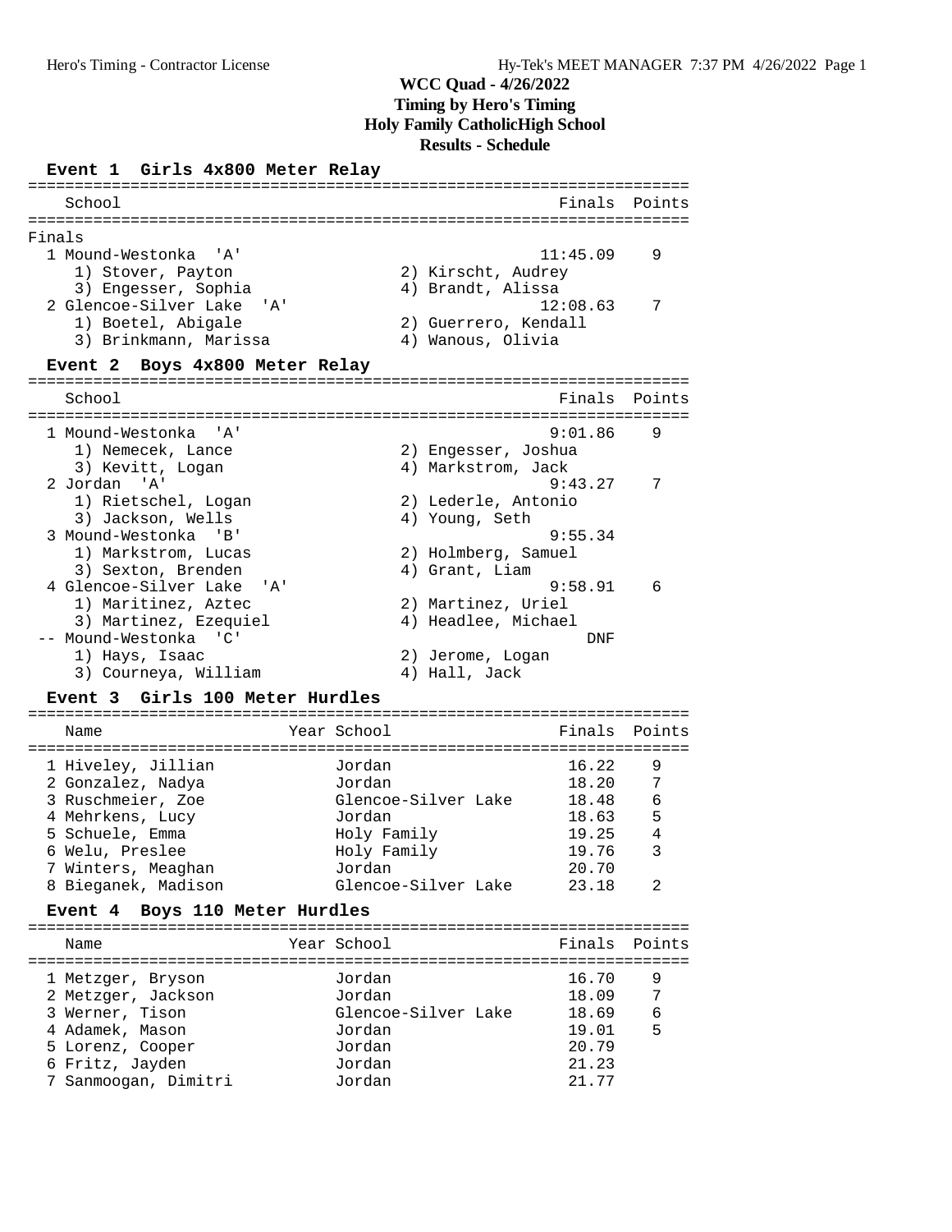# WCC Quad - 4/26/2022

**Timing by Hero's Timing**

**Holy Family CatholicHigh School**

**Results - Schedule**

### Event 1 Girls 4x800 Meter Relay

Finals

| Place | School | Finals | Points |
|---|---|---|---|
| 1 | Mound-Westonka 'A' | 11:45.09 | 9 |
| | 1) Stover, Payton; 2) Kirscht, Audrey; 3) Engesser, Sophia; 4) Brandt, Alissa | | |
| 2 | Glencoe-Silver Lake 'A' | 12:08.63 | 7 |
| | 1) Boetel, Abigale; 2) Guerrero, Kendall; 3) Brinkmann, Marissa; 4) Wanous, Olivia | | |

### Event 2 Boys 4x800 Meter Relay

| Place | School | Finals | Points |
|---|---|---|---|
| 1 | Mound-Westonka 'A' | 9:01.86 | 9 |
| | 1) Nemecek, Lance; 2) Engesser, Joshua; 3) Kevitt, Logan; 4) Markstrom, Jack | | |
| 2 | Jordan 'A' | 9:43.27 | 7 |
| | 1) Rietschel, Logan; 2) Lederle, Antonio; 3) Jackson, Wells; 4) Young, Seth | | |
| 3 | Mound-Westonka 'B' | 9:55.34 | |
| | 1) Markstrom, Lucas; 2) Holmberg, Samuel; 3) Sexton, Brenden; 4) Grant, Liam | | |
| 4 | Glencoe-Silver Lake 'A' | 9:58.91 | 6 |
| | 1) Maritinez, Aztec; 2) Martinez, Uriel; 3) Martinez, Ezequiel; 4) Headlee, Michael | | |
| -- | Mound-Westonka 'C' | DNF | |
| | 1) Hays, Isaac; 2) Jerome, Logan; 3) Courneya, William; 4) Hall, Jack | | |

### Event 3 Girls 100 Meter Hurdles

| Place | Name | Year | School | Finals | Points |
|---|---|---|---|---|---|
| 1 | Hiveley, Jillian | | Jordan | 16.22 | 9 |
| 2 | Gonzalez, Nadya | | Jordan | 18.20 | 7 |
| 3 | Ruschmeier, Zoe | | Glencoe-Silver Lake | 18.48 | 6 |
| 4 | Mehrkens, Lucy | | Jordan | 18.63 | 5 |
| 5 | Schuele, Emma | | Holy Family | 19.25 | 4 |
| 6 | Welu, Preslee | | Holy Family | 19.76 | 3 |
| 7 | Winters, Meaghan | | Jordan | 20.70 | |
| 8 | Bieganek, Madison | | Glencoe-Silver Lake | 23.18 | 2 |

### Event 4 Boys 110 Meter Hurdles

| Place | Name | Year | School | Finals | Points |
|---|---|---|---|---|---|
| 1 | Metzger, Bryson | | Jordan | 16.70 | 9 |
| 2 | Metzger, Jackson | | Jordan | 18.09 | 7 |
| 3 | Werner, Tison | | Glencoe-Silver Lake | 18.69 | 6 |
| 4 | Adamek, Mason | | Jordan | 19.01 | 5 |
| 5 | Lorenz, Cooper | | Jordan | 20.79 | |
| 6 | Fritz, Jayden | | Jordan | 21.23 | |
| 7 | Sanmoogan, Dimitri | | Jordan | 21.77 | |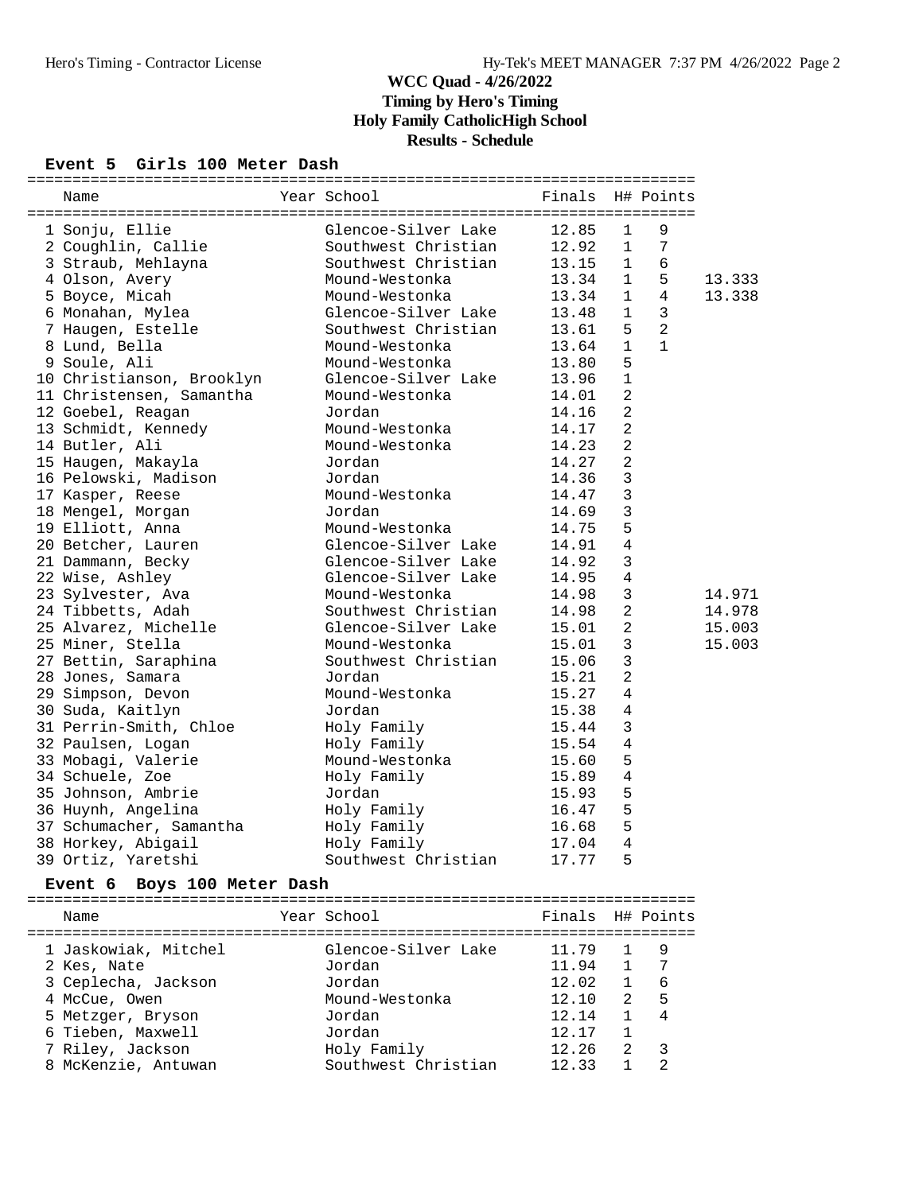# WCC Quad - 4/26/2022

**Timing by Hero's Timing**

**Holy Family CatholicHigh School**

**Results - Schedule**

## Event 5 Girls 100 Meter Dash

| Place | Name | Year | School | Finals | H# | Points | |
|---|---|---|---|---|---|---|---|
| 1 | Sonju, Ellie | | Glencoe-Silver Lake | 12.85 | 1 | 9 | |
| 2 | Coughlin, Callie | | Southwest Christian | 12.92 | 1 | 7 | |
| 3 | Straub, Mehlayna | | Southwest Christian | 13.15 | 1 | 6 | |
| 4 | Olson, Avery | | Mound-Westonka | 13.34 | 1 | 5 | 13.333 |
| 5 | Boyce, Micah | | Mound-Westonka | 13.34 | 1 | 4 | 13.338 |
| 6 | Monahan, Mylea | | Glencoe-Silver Lake | 13.48 | 1 | 3 | |
| 7 | Haugen, Estelle | | Southwest Christian | 13.61 | 5 | 2 | |
| 8 | Lund, Bella | | Mound-Westonka | 13.64 | 1 | 1 | |
| 9 | Soule, Ali | | Mound-Westonka | 13.80 | 5 | | |
| 10 | Christianson, Brooklyn | | Glencoe-Silver Lake | 13.96 | 1 | | |
| 11 | Christensen, Samantha | | Mound-Westonka | 14.01 | 2 | | |
| 12 | Goebel, Reagan | | Jordan | 14.16 | 2 | | |
| 13 | Schmidt, Kennedy | | Mound-Westonka | 14.17 | 2 | | |
| 14 | Butler, Ali | | Mound-Westonka | 14.23 | 2 | | |
| 15 | Haugen, Makayla | | Jordan | 14.27 | 2 | | |
| 16 | Pelowski, Madison | | Jordan | 14.36 | 3 | | |
| 17 | Kasper, Reese | | Mound-Westonka | 14.47 | 3 | | |
| 18 | Mengel, Morgan | | Jordan | 14.69 | 3 | | |
| 19 | Elliott, Anna | | Mound-Westonka | 14.75 | 5 | | |
| 20 | Betcher, Lauren | | Glencoe-Silver Lake | 14.91 | 4 | | |
| 21 | Dammann, Becky | | Glencoe-Silver Lake | 14.92 | 3 | | |
| 22 | Wise, Ashley | | Glencoe-Silver Lake | 14.95 | 4 | | |
| 23 | Sylvester, Ava | | Mound-Westonka | 14.98 | 3 | | 14.971 |
| 24 | Tibbetts, Adah | | Southwest Christian | 14.98 | 2 | | 14.978 |
| 25 | Alvarez, Michelle | | Glencoe-Silver Lake | 15.01 | 2 | | 15.003 |
| 25 | Miner, Stella | | Mound-Westonka | 15.01 | 3 | | 15.003 |
| 27 | Bettin, Saraphina | | Southwest Christian | 15.06 | 3 | | |
| 28 | Jones, Samara | | Jordan | 15.21 | 2 | | |
| 29 | Simpson, Devon | | Mound-Westonka | 15.27 | 4 | | |
| 30 | Suda, Kaitlyn | | Jordan | 15.38 | 4 | | |
| 31 | Perrin-Smith, Chloe | | Holy Family | 15.44 | 3 | | |
| 32 | Paulsen, Logan | | Holy Family | 15.54 | 4 | | |
| 33 | Mobagi, Valerie | | Mound-Westonka | 15.60 | 5 | | |
| 34 | Schuele, Zoe | | Holy Family | 15.89 | 4 | | |
| 35 | Johnson, Ambrie | | Jordan | 15.93 | 5 | | |
| 36 | Huynh, Angelina | | Holy Family | 16.47 | 5 | | |
| 37 | Schumacher, Samantha | | Holy Family | 16.68 | 5 | | |
| 38 | Horkey, Abigail | | Holy Family | 17.04 | 4 | | |
| 39 | Ortiz, Yaretshi | | Southwest Christian | 17.77 | 5 | | |

## Event 6 Boys 100 Meter Dash

| Place | Name | Year | School | Finals | H# | Points |
|---|---|---|---|---|---|---|
| 1 | Jaskowiak, Mitchel | | Glencoe-Silver Lake | 11.79 | 1 | 9 |
| 2 | Kes, Nate | | Jordan | 11.94 | 1 | 7 |
| 3 | Ceplecha, Jackson | | Jordan | 12.02 | 1 | 6 |
| 4 | McCue, Owen | | Mound-Westonka | 12.10 | 2 | 5 |
| 5 | Metzger, Bryson | | Jordan | 12.14 | 1 | 4 |
| 6 | Tieben, Maxwell | | Jordan | 12.17 | 1 | |
| 7 | Riley, Jackson | | Holy Family | 12.26 | 2 | 3 |
| 8 | McKenzie, Antuwan | | Southwest Christian | 12.33 | 1 | 2 |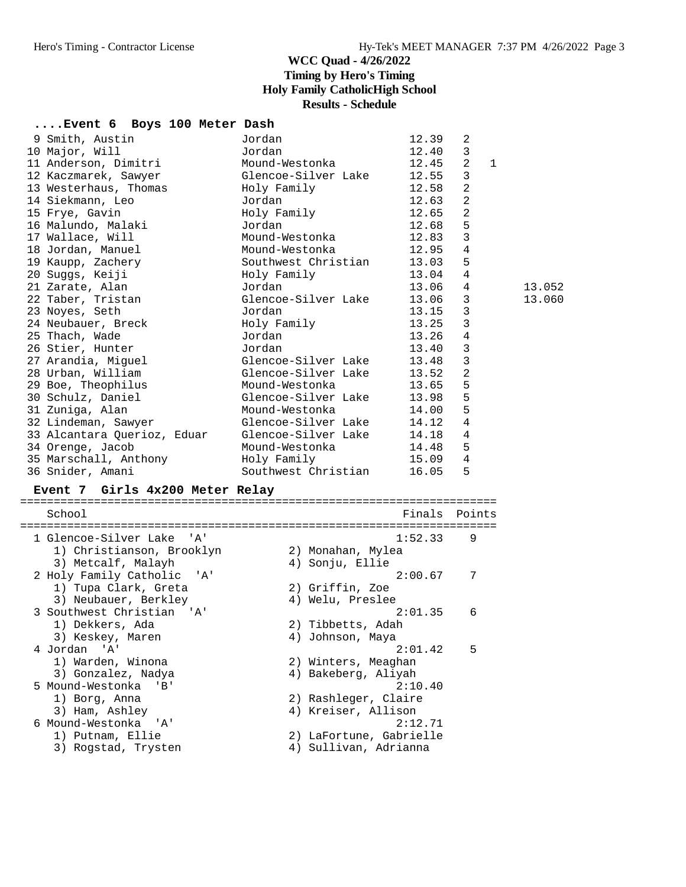# WCC Quad - 4/26/2022
## Timing by Hero's Timing
## Holy Family CatholicHigh School
## Results - Schedule

### ....Event 6 Boys 100 Meter Dash

| Place | Name | School | Time | Heat | Points | Tiebreak |
|---|---|---|---|---|---|---|
| 9 | Smith, Austin | Jordan | 12.39 | 2 | | |
| 10 | Major, Will | Jordan | 12.40 | 3 | | |
| 11 | Anderson, Dimitri | Mound-Westonka | 12.45 | 2 | 1 | |
| 12 | Kaczmarek, Sawyer | Glencoe-Silver Lake | 12.55 | 3 | | |
| 13 | Westerhaus, Thomas | Holy Family | 12.58 | 2 | | |
| 14 | Siekmann, Leo | Jordan | 12.63 | 2 | | |
| 15 | Frye, Gavin | Holy Family | 12.65 | 2 | | |
| 16 | Malundo, Malaki | Jordan | 12.68 | 5 | | |
| 17 | Wallace, Will | Mound-Westonka | 12.83 | 3 | | |
| 18 | Jordan, Manuel | Mound-Westonka | 12.95 | 4 | | |
| 19 | Kaupp, Zachery | Southwest Christian | 13.03 | 5 | | |
| 20 | Suggs, Keiji | Holy Family | 13.04 | 4 | | |
| 21 | Zarate, Alan | Jordan | 13.06 | 4 | | 13.052 |
| 22 | Taber, Tristan | Glencoe-Silver Lake | 13.06 | 3 | | 13.060 |
| 23 | Noyes, Seth | Jordan | 13.15 | 3 | | |
| 24 | Neubauer, Breck | Holy Family | 13.25 | 3 | | |
| 25 | Thach, Wade | Jordan | 13.26 | 4 | | |
| 26 | Stier, Hunter | Jordan | 13.40 | 3 | | |
| 27 | Arandia, Miguel | Glencoe-Silver Lake | 13.48 | 3 | | |
| 28 | Urban, William | Glencoe-Silver Lake | 13.52 | 2 | | |
| 29 | Boe, Theophilus | Mound-Westonka | 13.65 | 5 | | |
| 30 | Schulz, Daniel | Glencoe-Silver Lake | 13.98 | 5 | | |
| 31 | Zuniga, Alan | Mound-Westonka | 14.00 | 5 | | |
| 32 | Lindeman, Sawyer | Glencoe-Silver Lake | 14.12 | 4 | | |
| 33 | Alcantara Querioz, Eduar | Glencoe-Silver Lake | 14.18 | 4 | | |
| 34 | Orenge, Jacob | Mound-Westonka | 14.48 | 5 | | |
| 35 | Marschall, Anthony | Holy Family | 15.09 | 4 | | |
| 36 | Snider, Amani | Southwest Christian | 16.05 | 5 | | |

### Event 7 Girls 4x200 Meter Relay

| Place | School | Finals | Points |
|---|---|---|---|
| 1 | Glencoe-Silver Lake 'A' | 1:52.33 | 9 |
| | 1) Christianson, Brooklyn 2) Monahan, Mylea 3) Metcalf, Malayh 4) Sonju, Ellie | | |
| 2 | Holy Family Catholic 'A' | 2:00.67 | 7 |
| | 1) Tupa Clark, Greta 2) Griffin, Zoe 3) Neubauer, Berkley 4) Welu, Preslee | | |
| 3 | Southwest Christian 'A' | 2:01.35 | 6 |
| | 1) Dekkers, Ada 2) Tibbetts, Adah 3) Keskey, Maren 4) Johnson, Maya | | |
| 4 | Jordan 'A' | 2:01.42 | 5 |
| | 1) Warden, Winona 2) Winters, Meaghan 3) Gonzalez, Nadya 4) Bakeberg, Aliyah | | |
| 5 | Mound-Westonka 'B' | 2:10.40 | |
| | 1) Borg, Anna 2) Rashleger, Claire 3) Ham, Ashley 4) Kreiser, Allison | | |
| 6 | Mound-Westonka 'A' | 2:12.71 | |
| | 1) Putnam, Ellie 2) LaFortune, Gabrielle 3) Rogstad, Trysten 4) Sullivan, Adrianna | | |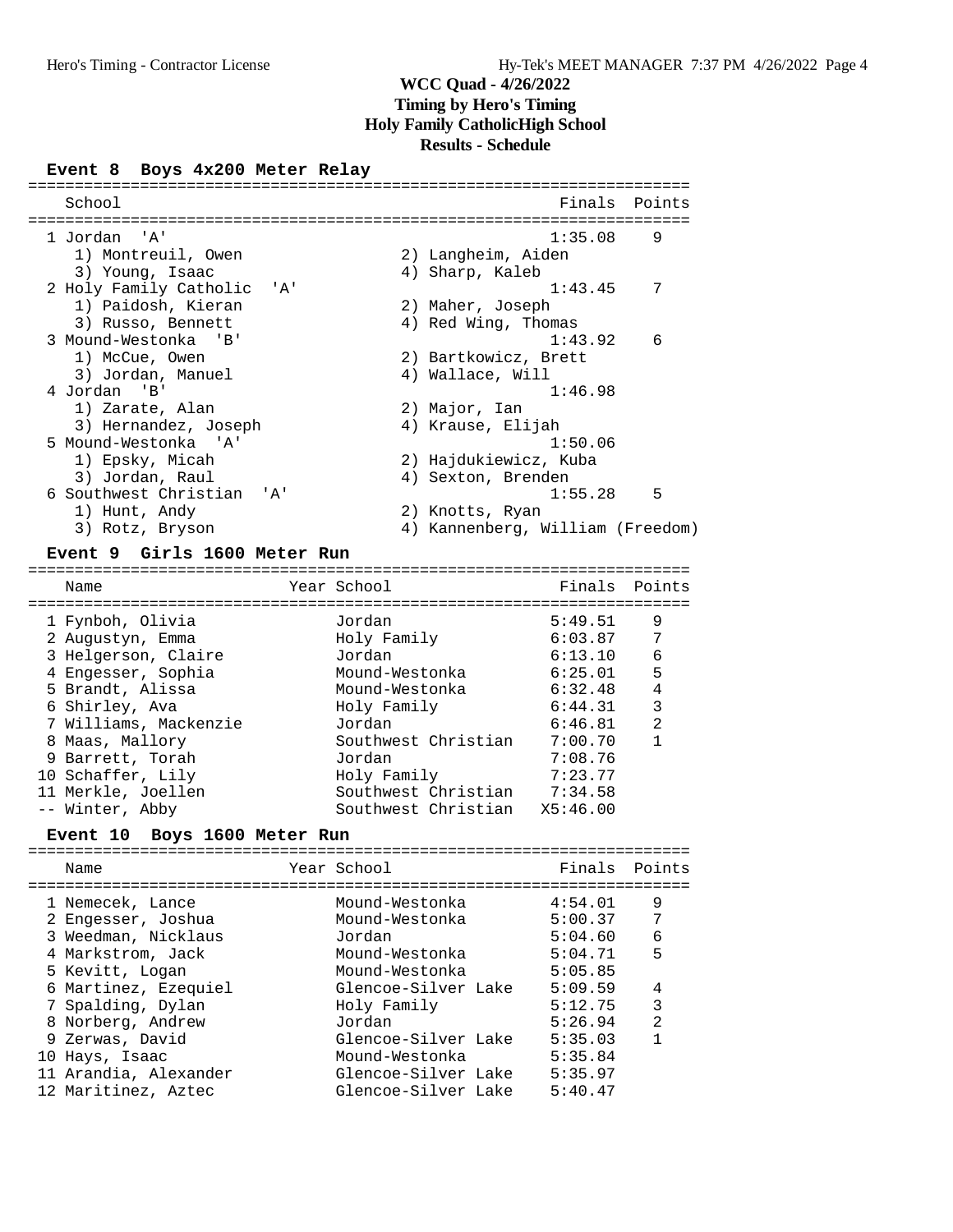# WCC Quad - 4/26/2022
## Timing by Hero's Timing
## Holy Family CatholicHigh School
## Results - Schedule

### Event 8 Boys 4x200 Meter Relay

| Place | School | Finals | Points |
|---|---|---|---|
| 1 | Jordan 'A' | 1:35.08 | 9 |
| | 1) Montreuil, Owen; 2) Langheim, Aiden; 3) Young, Isaac; 4) Sharp, Kaleb | | |
| 2 | Holy Family Catholic 'A' | 1:43.45 | 7 |
| | 1) Paidosh, Kieran; 2) Maher, Joseph; 3) Russo, Bennett; 4) Red Wing, Thomas | | |
| 3 | Mound-Westonka 'B' | 1:43.92 | 6 |
| | 1) McCue, Owen; 2) Bartkowicz, Brett; 3) Jordan, Manuel; 4) Wallace, Will | | |
| 4 | Jordan 'B' | 1:46.98 | |
| | 1) Zarate, Alan; 2) Major, Ian; 3) Hernandez, Joseph; 4) Krause, Elijah | | |
| 5 | Mound-Westonka 'A' | 1:50.06 | |
| | 1) Epsky, Micah; 2) Hajdukiewicz, Kuba; 3) Jordan, Raul; 4) Sexton, Brenden | | |
| 6 | Southwest Christian 'A' | 1:55.28 | 5 |
| | 1) Hunt, Andy; 2) Knotts, Ryan; 3) Rotz, Bryson; 4) Kannenberg, William (Freedom) | | |

### Event 9 Girls 1600 Meter Run

| Place | Name | Year | School | Finals | Points |
|---|---|---|---|---|---|
| 1 | Fynboh, Olivia | | Jordan | 5:49.51 | 9 |
| 2 | Augustyn, Emma | | Holy Family | 6:03.87 | 7 |
| 3 | Helgerson, Claire | | Jordan | 6:13.10 | 6 |
| 4 | Engesser, Sophia | | Mound-Westonka | 6:25.01 | 5 |
| 5 | Brandt, Alissa | | Mound-Westonka | 6:32.48 | 4 |
| 6 | Shirley, Ava | | Holy Family | 6:44.31 | 3 |
| 7 | Williams, Mackenzie | | Jordan | 6:46.81 | 2 |
| 8 | Maas, Mallory | | Southwest Christian | 7:00.70 | 1 |
| 9 | Barrett, Torah | | Jordan | 7:08.76 | |
| 10 | Schaffer, Lily | | Holy Family | 7:23.77 | |
| 11 | Merkle, Joellen | | Southwest Christian | 7:34.58 | |
| -- | Winter, Abby | | Southwest Christian | X5:46.00 | |

### Event 10 Boys 1600 Meter Run

| Place | Name | Year | School | Finals | Points |
|---|---|---|---|---|---|
| 1 | Nemecek, Lance | | Mound-Westonka | 4:54.01 | 9 |
| 2 | Engesser, Joshua | | Mound-Westonka | 5:00.37 | 7 |
| 3 | Weedman, Nicklaus | | Jordan | 5:04.60 | 6 |
| 4 | Markstrom, Jack | | Mound-Westonka | 5:04.71 | 5 |
| 5 | Kevitt, Logan | | Mound-Westonka | 5:05.85 | |
| 6 | Martinez, Ezequiel | | Glencoe-Silver Lake | 5:09.59 | 4 |
| 7 | Spalding, Dylan | | Holy Family | 5:12.75 | 3 |
| 8 | Norberg, Andrew | | Jordan | 5:26.94 | 2 |
| 9 | Zerwas, David | | Glencoe-Silver Lake | 5:35.03 | 1 |
| 10 | Hays, Isaac | | Mound-Westonka | 5:35.84 | |
| 11 | Arandia, Alexander | | Glencoe-Silver Lake | 5:35.97 | |
| 12 | Maritinez, Aztec | | Glencoe-Silver Lake | 5:40.47 | |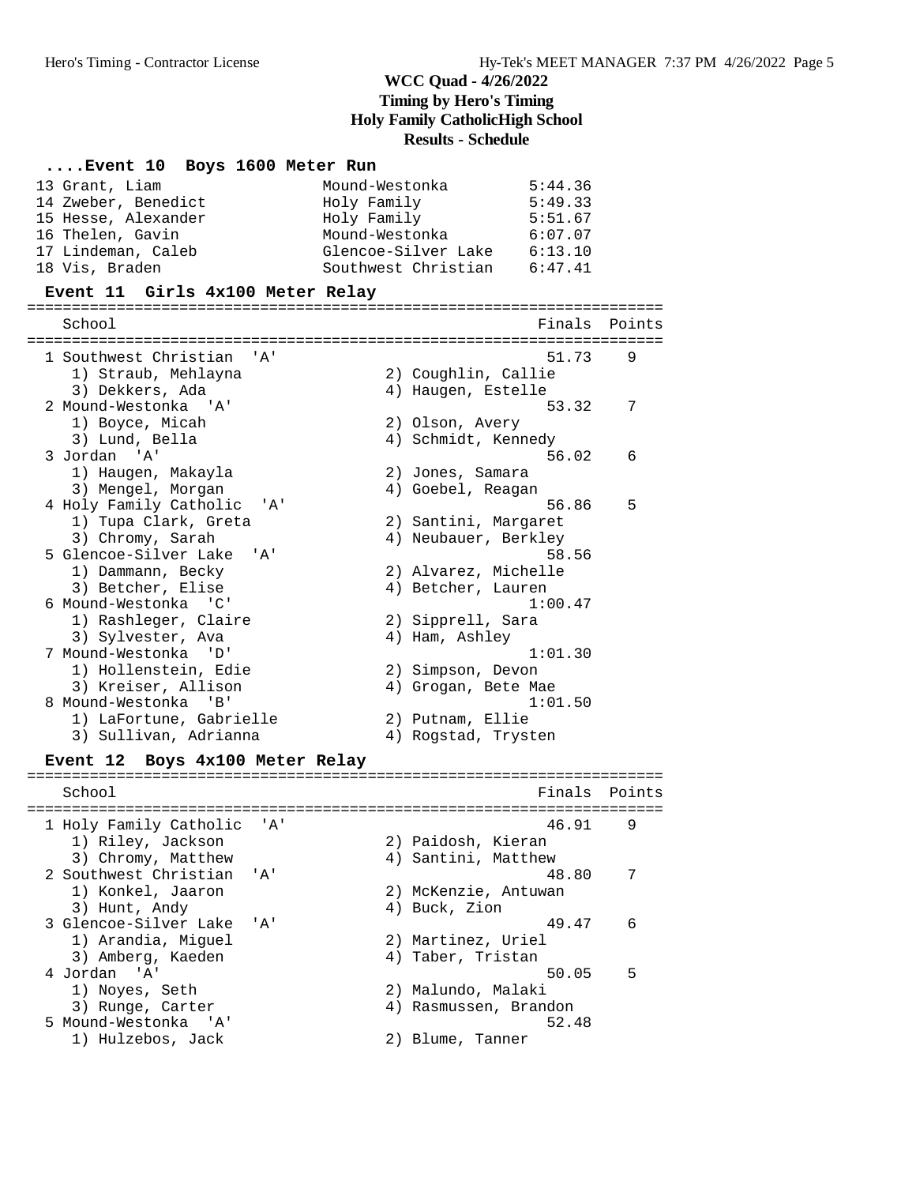## WCC Quad - 4/26/2022
**Timing by Hero's Timing**
**Holy Family CatholicHigh School**
**Results - Schedule**

### ....Event 10 Boys 1600 Meter Run

| Place | Name | School | Finals |
|---|---|---|---|
| 13 | Grant, Liam | Mound-Westonka | 5:44.36 |
| 14 | Zweber, Benedict | Holy Family | 5:49.33 |
| 15 | Hesse, Alexander | Holy Family | 5:51.67 |
| 16 | Thelen, Gavin | Mound-Westonka | 6:07.07 |
| 17 | Lindeman, Caleb | Glencoe-Silver Lake | 6:13.10 |
| 18 | Vis, Braden | Southwest Christian | 6:47.41 |

### Event 11 Girls 4x100 Meter Relay

| Place | School | Finals | Points |
|---|---|---|---|
| 1 | Southwest Christian 'A' | 51.73 | 9 |
| | 1) Straub, Mehlayna; 2) Coughlin, Callie; 3) Dekkers, Ada; 4) Haugen, Estelle | | |
| 2 | Mound-Westonka 'A' | 53.32 | 7 |
| | 1) Boyce, Micah; 2) Olson, Avery; 3) Lund, Bella; 4) Schmidt, Kennedy | | |
| 3 | Jordan 'A' | 56.02 | 6 |
| | 1) Haugen, Makayla; 2) Jones, Samara; 3) Mengel, Morgan; 4) Goebel, Reagan | | |
| 4 | Holy Family Catholic 'A' | 56.86 | 5 |
| | 1) Tupa Clark, Greta; 2) Santini, Margaret; 3) Chromy, Sarah; 4) Neubauer, Berkley | | |
| 5 | Glencoe-Silver Lake 'A' | 58.56 | |
| | 1) Dammann, Becky; 2) Alvarez, Michelle; 3) Betcher, Elise; 4) Betcher, Lauren | | |
| 6 | Mound-Westonka 'C' | 1:00.47 | |
| | 1) Rashleger, Claire; 2) Sipprell, Sara; 3) Sylvester, Ava; 4) Ham, Ashley | | |
| 7 | Mound-Westonka 'D' | 1:01.30 | |
| | 1) Hollenstein, Edie; 2) Simpson, Devon; 3) Kreiser, Allison; 4) Grogan, Bete Mae | | |
| 8 | Mound-Westonka 'B' | 1:01.50 | |
| | 1) LaFortune, Gabrielle; 2) Putnam, Ellie; 3) Sullivan, Adrianna; 4) Rogstad, Trysten | | |

### Event 12 Boys 4x100 Meter Relay

| Place | School | Finals | Points |
|---|---|---|---|
| 1 | Holy Family Catholic 'A' | 46.91 | 9 |
| | 1) Riley, Jackson; 2) Paidosh, Kieran; 3) Chromy, Matthew; 4) Santini, Matthew | | |
| 2 | Southwest Christian 'A' | 48.80 | 7 |
| | 1) Konkel, Jaaron; 2) McKenzie, Antuwan; 3) Hunt, Andy; 4) Buck, Zion | | |
| 3 | Glencoe-Silver Lake 'A' | 49.47 | 6 |
| | 1) Arandia, Miguel; 2) Martinez, Uriel; 3) Amberg, Kaeden; 4) Taber, Tristan | | |
| 4 | Jordan 'A' | 50.05 | 5 |
| | 1) Noyes, Seth; 2) Malundo, Malaki; 3) Runge, Carter; 4) Rasmussen, Brandon | | |
| 5 | Mound-Westonka 'A' | 52.48 | |
| | 1) Hulzebos, Jack; 2) Blume, Tanner | | |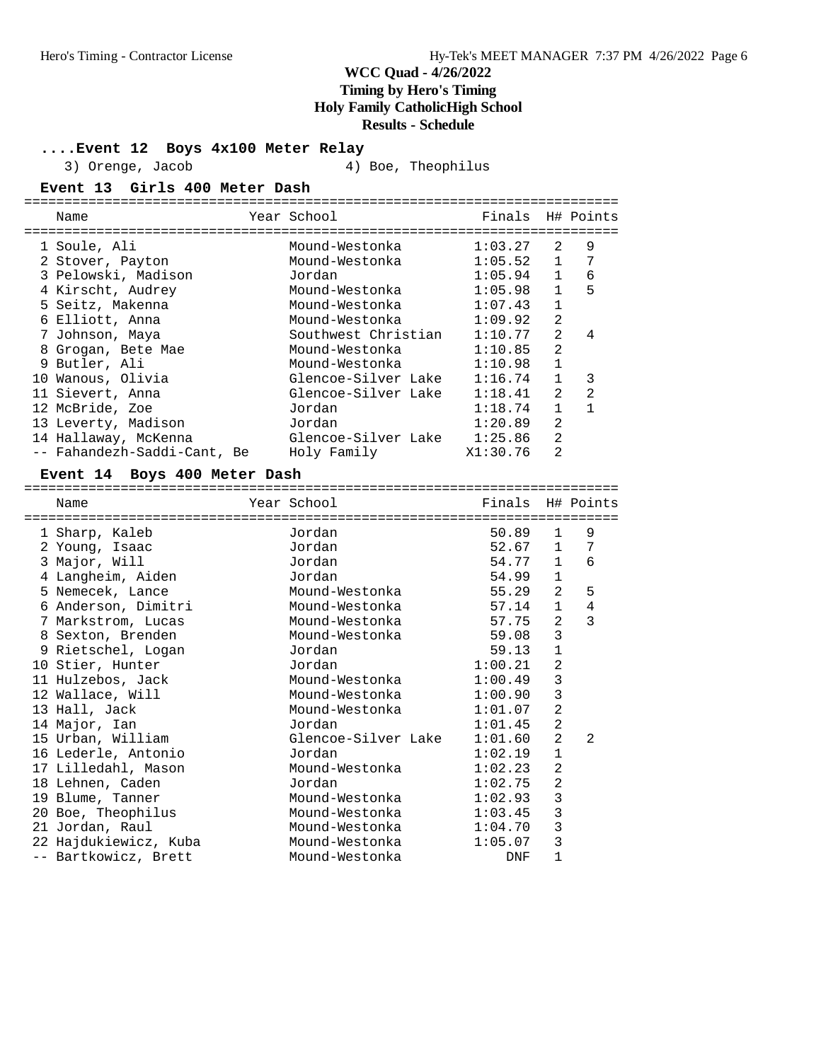# WCC Quad - 4/26/2022

**Timing by Hero's Timing**

**Holy Family CatholicHigh School**

**Results - Schedule**

### ....Event 12 Boys 4x100 Meter Relay

3) Orenge, Jacob    4) Boe, Theophilus

### Event 13 Girls 400 Meter Dash

| | Name | Year | School | Finals | H# | Points |
|---|---|---|---|---|---|---|
| 1 | Soule, Ali | | Mound-Westonka | 1:03.27 | 2 | 9 |
| 2 | Stover, Payton | | Mound-Westonka | 1:05.52 | 1 | 7 |
| 3 | Pelowski, Madison | | Jordan | 1:05.94 | 1 | 6 |
| 4 | Kirscht, Audrey | | Mound-Westonka | 1:05.98 | 1 | 5 |
| 5 | Seitz, Makenna | | Mound-Westonka | 1:07.43 | 1 | |
| 6 | Elliott, Anna | | Mound-Westonka | 1:09.92 | 2 | |
| 7 | Johnson, Maya | | Southwest Christian | 1:10.77 | 2 | 4 |
| 8 | Grogan, Bete Mae | | Mound-Westonka | 1:10.85 | 2 | |
| 9 | Butler, Ali | | Mound-Westonka | 1:10.98 | 1 | |
| 10 | Wanous, Olivia | | Glencoe-Silver Lake | 1:16.74 | 1 | 3 |
| 11 | Sievert, Anna | | Glencoe-Silver Lake | 1:18.41 | 2 | 2 |
| 12 | McBride, Zoe | | Jordan | 1:18.74 | 1 | 1 |
| 13 | Leverty, Madison | | Jordan | 1:20.89 | 2 | |
| 14 | Hallaway, McKenna | | Glencoe-Silver Lake | 1:25.86 | 2 | |
| -- | Fahandezh-Saddi-Cant, Be | | Holy Family | X1:30.76 | 2 | |

### Event 14 Boys 400 Meter Dash

| | Name | Year | School | Finals | H# | Points |
|---|---|---|---|---|---|---|
| 1 | Sharp, Kaleb | | Jordan | 50.89 | 1 | 9 |
| 2 | Young, Isaac | | Jordan | 52.67 | 1 | 7 |
| 3 | Major, Will | | Jordan | 54.77 | 1 | 6 |
| 4 | Langheim, Aiden | | Jordan | 54.99 | 1 | |
| 5 | Nemecek, Lance | | Mound-Westonka | 55.29 | 2 | 5 |
| 6 | Anderson, Dimitri | | Mound-Westonka | 57.14 | 1 | 4 |
| 7 | Markstrom, Lucas | | Mound-Westonka | 57.75 | 2 | 3 |
| 8 | Sexton, Brenden | | Mound-Westonka | 59.08 | 3 | |
| 9 | Rietschel, Logan | | Jordan | 59.13 | 1 | |
| 10 | Stier, Hunter | | Jordan | 1:00.21 | 2 | |
| 11 | Hulzebos, Jack | | Mound-Westonka | 1:00.49 | 3 | |
| 12 | Wallace, Will | | Mound-Westonka | 1:00.90 | 3 | |
| 13 | Hall, Jack | | Mound-Westonka | 1:01.07 | 2 | |
| 14 | Major, Ian | | Jordan | 1:01.45 | 2 | |
| 15 | Urban, William | | Glencoe-Silver Lake | 1:01.60 | 2 | 2 |
| 16 | Lederle, Antonio | | Jordan | 1:02.19 | 1 | |
| 17 | Lilledahl, Mason | | Mound-Westonka | 1:02.23 | 2 | |
| 18 | Lehnen, Caden | | Jordan | 1:02.75 | 2 | |
| 19 | Blume, Tanner | | Mound-Westonka | 1:02.93 | 3 | |
| 20 | Boe, Theophilus | | Mound-Westonka | 1:03.45 | 3 | |
| 21 | Jordan, Raul | | Mound-Westonka | 1:04.70 | 3 | |
| 22 | Hajdukiewicz, Kuba | | Mound-Westonka | 1:05.07 | 3 | |
| -- | Bartkowicz, Brett | | Mound-Westonka | DNF | 1 | |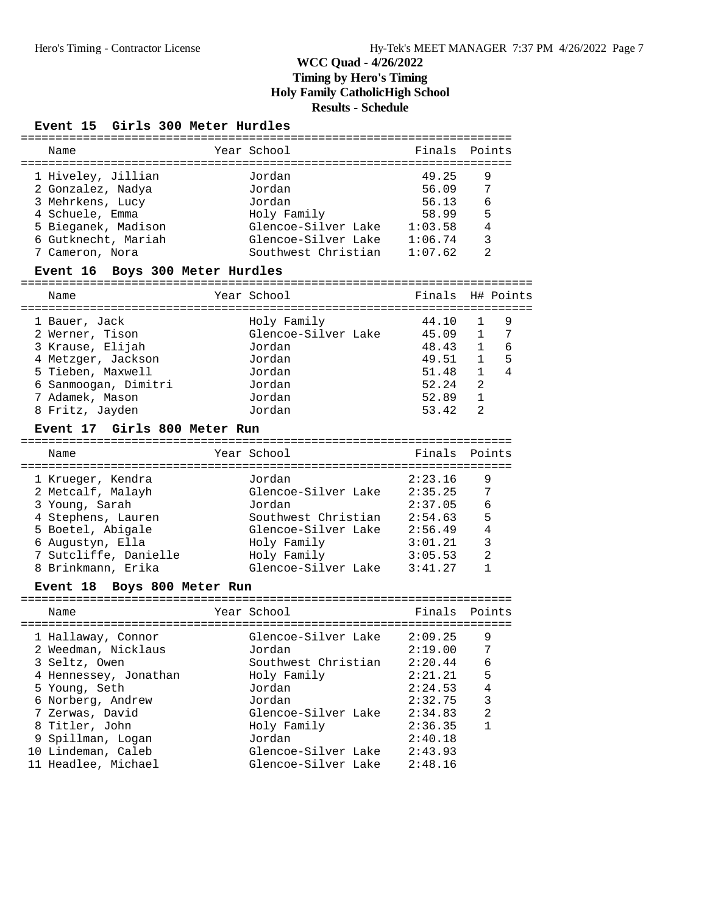# WCC Quad - 4/26/2022
## Timing by Hero's Timing
## Holy Family CatholicHigh School
## Results - Schedule

### Event 15 Girls 300 Meter Hurdles

| | Name | Year | School | Finals | Points |
|---|---|---|---|---|---|
| 1 | Hiveley, Jillian | | Jordan | 49.25 | 9 |
| 2 | Gonzalez, Nadya | | Jordan | 56.09 | 7 |
| 3 | Mehrkens, Lucy | | Jordan | 56.13 | 6 |
| 4 | Schuele, Emma | | Holy Family | 58.99 | 5 |
| 5 | Bieganek, Madison | | Glencoe-Silver Lake | 1:03.58 | 4 |
| 6 | Gutknecht, Mariah | | Glencoe-Silver Lake | 1:06.74 | 3 |
| 7 | Cameron, Nora | | Southwest Christian | 1:07.62 | 2 |

### Event 16 Boys 300 Meter Hurdles

| | Name | Year | School | Finals | H# | Points |
|---|---|---|---|---|---|---|
| 1 | Bauer, Jack | | Holy Family | 44.10 | 1 | 9 |
| 2 | Werner, Tison | | Glencoe-Silver Lake | 45.09 | 1 | 7 |
| 3 | Krause, Elijah | | Jordan | 48.43 | 1 | 6 |
| 4 | Metzger, Jackson | | Jordan | 49.51 | 1 | 5 |
| 5 | Tieben, Maxwell | | Jordan | 51.48 | 1 | 4 |
| 6 | Sanmoogan, Dimitri | | Jordan | 52.24 | 2 | |
| 7 | Adamek, Mason | | Jordan | 52.89 | 1 | |
| 8 | Fritz, Jayden | | Jordan | 53.42 | 2 | |

### Event 17 Girls 800 Meter Run

| | Name | Year | School | Finals | Points |
|---|---|---|---|---|---|
| 1 | Krueger, Kendra | | Jordan | 2:23.16 | 9 |
| 2 | Metcalf, Malayh | | Glencoe-Silver Lake | 2:35.25 | 7 |
| 3 | Young, Sarah | | Jordan | 2:37.05 | 6 |
| 4 | Stephens, Lauren | | Southwest Christian | 2:54.63 | 5 |
| 5 | Boetel, Abigale | | Glencoe-Silver Lake | 2:56.49 | 4 |
| 6 | Augustyn, Ella | | Holy Family | 3:01.21 | 3 |
| 7 | Sutcliffe, Danielle | | Holy Family | 3:05.53 | 2 |
| 8 | Brinkmann, Erika | | Glencoe-Silver Lake | 3:41.27 | 1 |

### Event 18 Boys 800 Meter Run

| | Name | Year | School | Finals | Points |
|---|---|---|---|---|---|
| 1 | Hallaway, Connor | | Glencoe-Silver Lake | 2:09.25 | 9 |
| 2 | Weedman, Nicklaus | | Jordan | 2:19.00 | 7 |
| 3 | Seltz, Owen | | Southwest Christian | 2:20.44 | 6 |
| 4 | Hennessey, Jonathan | | Holy Family | 2:21.21 | 5 |
| 5 | Young, Seth | | Jordan | 2:24.53 | 4 |
| 6 | Norberg, Andrew | | Jordan | 2:32.75 | 3 |
| 7 | Zerwas, David | | Glencoe-Silver Lake | 2:34.83 | 2 |
| 8 | Titler, John | | Holy Family | 2:36.35 | 1 |
| 9 | Spillman, Logan | | Jordan | 2:40.18 | |
| 10 | Lindeman, Caleb | | Glencoe-Silver Lake | 2:43.93 | |
| 11 | Headlee, Michael | | Glencoe-Silver Lake | 2:48.16 | |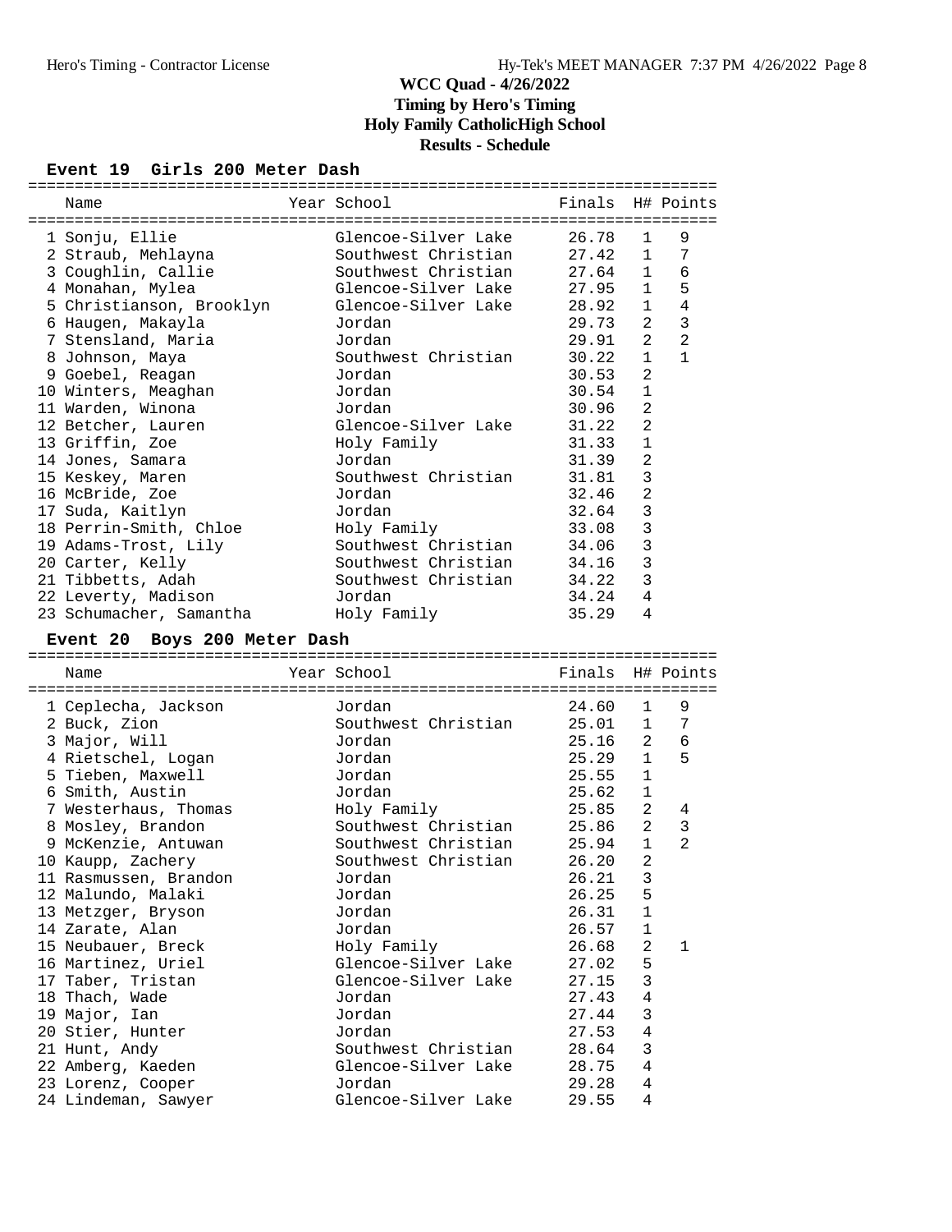# WCC Quad - 4/26/2022

**Timing by Hero's Timing**

**Holy Family CatholicHigh School**

**Results - Schedule**

### Event 19 Girls 200 Meter Dash

| Place | Name | Year | School | Finals | H# | Points |
|---|---|---|---|---|---|---|
| 1 | Sonju, Ellie | | Glencoe-Silver Lake | 26.78 | 1 | 9 |
| 2 | Straub, Mehlayna | | Southwest Christian | 27.42 | 1 | 7 |
| 3 | Coughlin, Callie | | Southwest Christian | 27.64 | 1 | 6 |
| 4 | Monahan, Mylea | | Glencoe-Silver Lake | 27.95 | 1 | 5 |
| 5 | Christianson, Brooklyn | | Glencoe-Silver Lake | 28.92 | 1 | 4 |
| 6 | Haugen, Makayla | | Jordan | 29.73 | 2 | 3 |
| 7 | Stensland, Maria | | Jordan | 29.91 | 2 | 2 |
| 8 | Johnson, Maya | | Southwest Christian | 30.22 | 1 | 1 |
| 9 | Goebel, Reagan | | Jordan | 30.53 | 2 | |
| 10 | Winters, Meaghan | | Jordan | 30.54 | 1 | |
| 11 | Warden, Winona | | Jordan | 30.96 | 2 | |
| 12 | Betcher, Lauren | | Glencoe-Silver Lake | 31.22 | 2 | |
| 13 | Griffin, Zoe | | Holy Family | 31.33 | 1 | |
| 14 | Jones, Samara | | Jordan | 31.39 | 2 | |
| 15 | Keskey, Maren | | Southwest Christian | 31.81 | 3 | |
| 16 | McBride, Zoe | | Jordan | 32.46 | 2 | |
| 17 | Suda, Kaitlyn | | Jordan | 32.64 | 3 | |
| 18 | Perrin-Smith, Chloe | | Holy Family | 33.08 | 3 | |
| 19 | Adams-Trost, Lily | | Southwest Christian | 34.06 | 3 | |
| 20 | Carter, Kelly | | Southwest Christian | 34.16 | 3 | |
| 21 | Tibbetts, Adah | | Southwest Christian | 34.22 | 3 | |
| 22 | Leverty, Madison | | Jordan | 34.24 | 4 | |
| 23 | Schumacher, Samantha | | Holy Family | 35.29 | 4 | |

### Event 20 Boys 200 Meter Dash

| Place | Name | Year | School | Finals | H# | Points |
|---|---|---|---|---|---|---|
| 1 | Ceplecha, Jackson | | Jordan | 24.60 | 1 | 9 |
| 2 | Buck, Zion | | Southwest Christian | 25.01 | 1 | 7 |
| 3 | Major, Will | | Jordan | 25.16 | 2 | 6 |
| 4 | Rietschel, Logan | | Jordan | 25.29 | 1 | 5 |
| 5 | Tieben, Maxwell | | Jordan | 25.55 | 1 | |
| 6 | Smith, Austin | | Jordan | 25.62 | 1 | |
| 7 | Westerhaus, Thomas | | Holy Family | 25.85 | 2 | 4 |
| 8 | Mosley, Brandon | | Southwest Christian | 25.86 | 2 | 3 |
| 9 | McKenzie, Antuwan | | Southwest Christian | 25.94 | 1 | 2 |
| 10 | Kaupp, Zachery | | Southwest Christian | 26.20 | 2 | |
| 11 | Rasmussen, Brandon | | Jordan | 26.21 | 3 | |
| 12 | Malundo, Malaki | | Jordan | 26.25 | 5 | |
| 13 | Metzger, Bryson | | Jordan | 26.31 | 1 | |
| 14 | Zarate, Alan | | Jordan | 26.57 | 1 | |
| 15 | Neubauer, Breck | | Holy Family | 26.68 | 2 | 1 |
| 16 | Martinez, Uriel | | Glencoe-Silver Lake | 27.02 | 5 | |
| 17 | Taber, Tristan | | Glencoe-Silver Lake | 27.15 | 3 | |
| 18 | Thach, Wade | | Jordan | 27.43 | 4 | |
| 19 | Major, Ian | | Jordan | 27.44 | 3 | |
| 20 | Stier, Hunter | | Jordan | 27.53 | 4 | |
| 21 | Hunt, Andy | | Southwest Christian | 28.64 | 3 | |
| 22 | Amberg, Kaeden | | Glencoe-Silver Lake | 28.75 | 4 | |
| 23 | Lorenz, Cooper | | Jordan | 29.28 | 4 | |
| 24 | Lindeman, Sawyer | | Glencoe-Silver Lake | 29.55 | 4 | |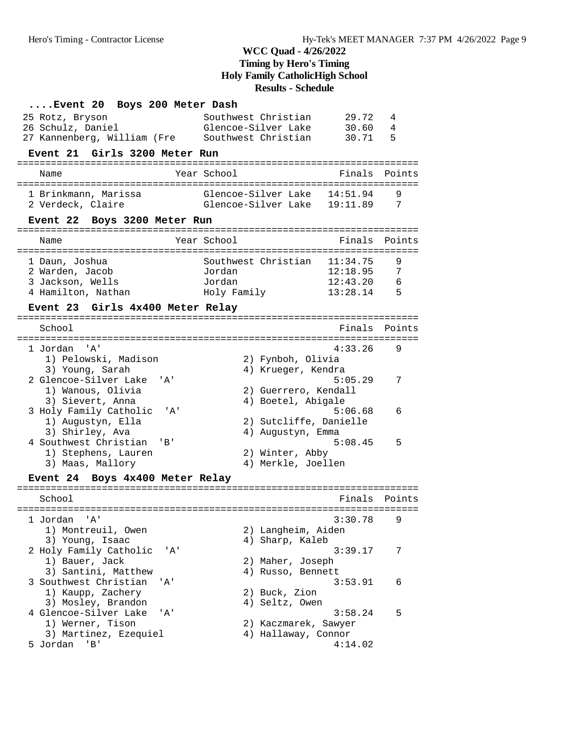# WCC Quad - 4/26/2022
## Timing by Hero's Timing
## Holy Family CatholicHigh School
## Results - Schedule

### ....Event 20 Boys 200 Meter Dash

| Place | Name | Year | School | Finals | Points |
|---|---|---|---|---|---|
| 25 | Rotz, Bryson | | Southwest Christian | 29.72 | 4 |
| 26 | Schulz, Daniel | | Glencoe-Silver Lake | 30.60 | 4 |
| 27 | Kannenberg, William (Fre | | Southwest Christian | 30.71 | 5 |

### Event 21 Girls 3200 Meter Run

| Place | Name | Year | School | Finals | Points |
|---|---|---|---|---|---|
| 1 | Brinkmann, Marissa | | Glencoe-Silver Lake | 14:51.94 | 9 |
| 2 | Verdeck, Claire | | Glencoe-Silver Lake | 19:11.89 | 7 |

### Event 22 Boys 3200 Meter Run

| Place | Name | Year | School | Finals | Points |
|---|---|---|---|---|---|
| 1 | Daun, Joshua | | Southwest Christian | 11:34.75 | 9 |
| 2 | Warden, Jacob | | Jordan | 12:18.95 | 7 |
| 3 | Jackson, Wells | | Jordan | 12:43.20 | 6 |
| 4 | Hamilton, Nathan | | Holy Family | 13:28.14 | 5 |

### Event 23 Girls 4x400 Meter Relay

| Place | School | Finals | Points |
|---|---|---|---|
| 1 | Jordan 'A' | 4:33.26 | 9 |
| | 1) Pelowski, Madison; 2) Fynboh, Olivia; 3) Young, Sarah; 4) Krueger, Kendra | | |
| 2 | Glencoe-Silver Lake 'A' | 5:05.29 | 7 |
| | 1) Wanous, Olivia; 2) Guerrero, Kendall; 3) Sievert, Anna; 4) Boetel, Abigale | | |
| 3 | Holy Family Catholic 'A' | 5:06.68 | 6 |
| | 1) Augustyn, Ella; 2) Sutcliffe, Danielle; 3) Shirley, Ava; 4) Augustyn, Emma | | |
| 4 | Southwest Christian 'B' | 5:08.45 | 5 |
| | 1) Stephens, Lauren; 2) Winter, Abby; 3) Maas, Mallory; 4) Merkle, Joellen | | |

### Event 24 Boys 4x400 Meter Relay

| Place | School | Finals | Points |
|---|---|---|---|
| 1 | Jordan 'A' | 3:30.78 | 9 |
| | 1) Montreuil, Owen; 2) Langheim, Aiden; 3) Young, Isaac; 4) Sharp, Kaleb | | |
| 2 | Holy Family Catholic 'A' | 3:39.17 | 7 |
| | 1) Bauer, Jack; 2) Maher, Joseph; 3) Santini, Matthew; 4) Russo, Bennett | | |
| 3 | Southwest Christian 'A' | 3:53.91 | 6 |
| | 1) Kaupp, Zachery; 2) Buck, Zion; 3) Mosley, Brandon; 4) Seltz, Owen | | |
| 4 | Glencoe-Silver Lake 'A' | 3:58.24 | 5 |
| | 1) Werner, Tison; 2) Kaczmarek, Sawyer; 3) Martinez, Ezequiel; 4) Hallaway, Connor | | |
| 5 | Jordan 'B' | 4:14.02 | |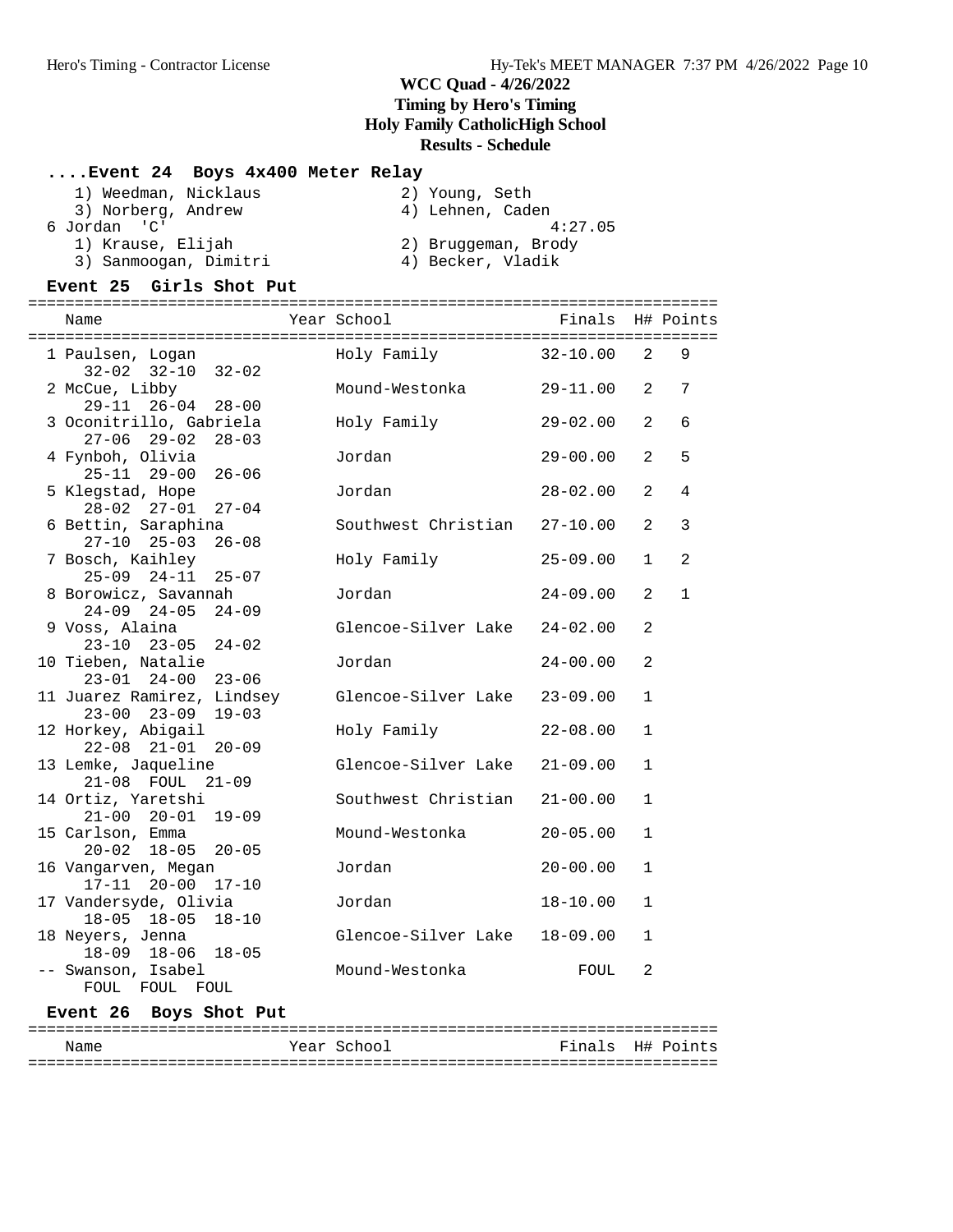## WCC Quad - 4/26/2022
### Timing by Hero's Timing
### Holy Family CatholicHigh School
### Results - Schedule

**....Event 24 Boys 4x400 Meter Relay**

```
   1) Weedman, Nicklaus             2) Young, Seth
   3) Norberg, Andrew               4) Lehnen, Caden
 6 Jordan  'C'                                 4:27.05
   1) Krause, Elijah                2) Bruggeman, Brody
   3) Sanmoogan, Dimitri            4) Becker, Vladik
```

**Event 25 Girls Shot Put**

| Name | Year | School | Finals | H# | Points |
|---|---|---|---|---|---|
| 1 Paulsen, Logan | | Holy Family | 32-10.00 | 2 | 9 |
| 32-02 32-10 32-02 | | | | | |
| 2 McCue, Libby | | Mound-Westonka | 29-11.00 | 2 | 7 |
| 29-11 26-04 28-00 | | | | | |
| 3 Oconitrillo, Gabriela | | Holy Family | 29-02.00 | 2 | 6 |
| 27-06 29-02 28-03 | | | | | |
| 4 Fynboh, Olivia | | Jordan | 29-00.00 | 2 | 5 |
| 25-11 29-00 26-06 | | | | | |
| 5 Klegstad, Hope | | Jordan | 28-02.00 | 2 | 4 |
| 28-02 27-01 27-04 | | | | | |
| 6 Bettin, Saraphina | | Southwest Christian | 27-10.00 | 2 | 3 |
| 27-10 25-03 26-08 | | | | | |
| 7 Bosch, Kaihley | | Holy Family | 25-09.00 | 1 | 2 |
| 25-09 24-11 25-07 | | | | | |
| 8 Borowicz, Savannah | | Jordan | 24-09.00 | 2 | 1 |
| 24-09 24-05 24-09 | | | | | |
| 9 Voss, Alaina | | Glencoe-Silver Lake | 24-02.00 | 2 | |
| 23-10 23-05 24-02 | | | | | |
| 10 Tieben, Natalie | | Jordan | 24-00.00 | 2 | |
| 23-01 24-00 23-06 | | | | | |
| 11 Juarez Ramirez, Lindsey | | Glencoe-Silver Lake | 23-09.00 | 1 | |
| 23-00 23-09 19-03 | | | | | |
| 12 Horkey, Abigail | | Holy Family | 22-08.00 | 1 | |
| 22-08 21-01 20-09 | | | | | |
| 13 Lemke, Jaqueline | | Glencoe-Silver Lake | 21-09.00 | 1 | |
| 21-08 FOUL 21-09 | | | | | |
| 14 Ortiz, Yaretshi | | Southwest Christian | 21-00.00 | 1 | |
| 21-00 20-01 19-09 | | | | | |
| 15 Carlson, Emma | | Mound-Westonka | 20-05.00 | 1 | |
| 20-02 18-05 20-05 | | | | | |
| 16 Vangarven, Megan | | Jordan | 20-00.00 | 1 | |
| 17-11 20-00 17-10 | | | | | |
| 17 Vandersyde, Olivia | | Jordan | 18-10.00 | 1 | |
| 18-05 18-05 18-10 | | | | | |
| 18 Neyers, Jenna | | Glencoe-Silver Lake | 18-09.00 | 1 | |
| 18-09 18-06 18-05 | | | | | |
| -- Swanson, Isabel | | Mound-Westonka | FOUL | 2 | |
| FOUL FOUL FOUL | | | | | |

**Event 26 Boys Shot Put**

| Name | Year | School | Finals | H# | Points |
|---|---|---|---|---|---|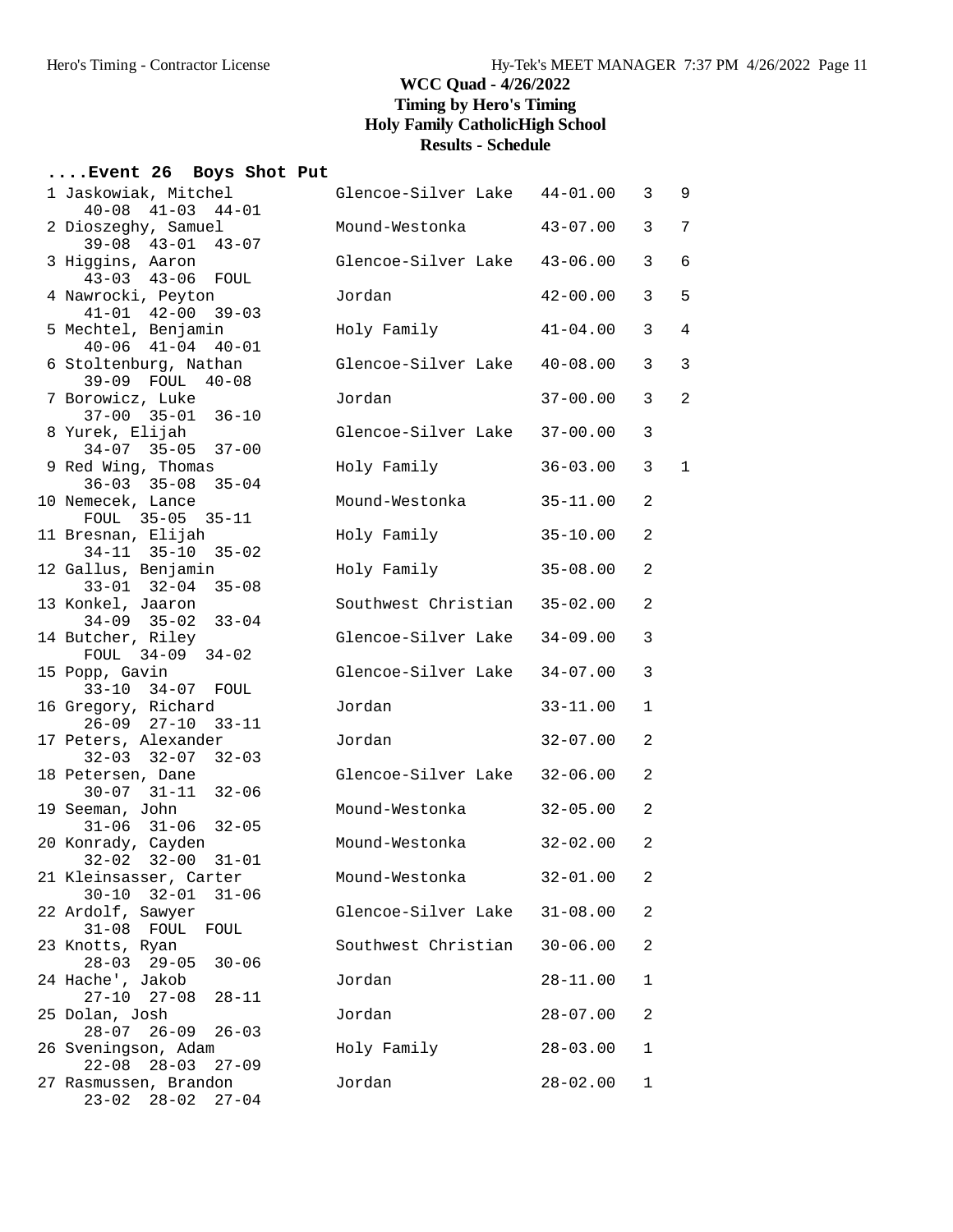# WCC Quad - 4/26/2022
## Timing by Hero's Timing
## Holy Family CatholicHigh School
## Results - Schedule

### ....Event 26 Boys Shot Put

| Place | Name | School | Mark | Flight | Points |
|---|---|---|---|---|---|
| 1 | Jaskowiak, Mitchel | Glencoe-Silver Lake | 44-01.00 | 3 | 9 |
| | 40-08 41-03 44-01 | | | | |
| 2 | Dioszeghy, Samuel | Mound-Westonka | 43-07.00 | 3 | 7 |
| | 39-08 43-01 43-07 | | | | |
| 3 | Higgins, Aaron | Glencoe-Silver Lake | 43-06.00 | 3 | 6 |
| | 43-03 43-06 FOUL | | | | |
| 4 | Nawrocki, Peyton | Jordan | 42-00.00 | 3 | 5 |
| | 41-01 42-00 39-03 | | | | |
| 5 | Mechtel, Benjamin | Holy Family | 41-04.00 | 3 | 4 |
| | 40-06 41-04 40-01 | | | | |
| 6 | Stoltenburg, Nathan | Glencoe-Silver Lake | 40-08.00 | 3 | 3 |
| | 39-09 FOUL 40-08 | | | | |
| 7 | Borowicz, Luke | Jordan | 37-00.00 | 3 | 2 |
| | 37-00 35-01 36-10 | | | | |
| 8 | Yurek, Elijah | Glencoe-Silver Lake | 37-00.00 | 3 | |
| | 34-07 35-05 37-00 | | | | |
| 9 | Red Wing, Thomas | Holy Family | 36-03.00 | 3 | 1 |
| | 36-03 35-08 35-04 | | | | |
| 10 | Nemecek, Lance | Mound-Westonka | 35-11.00 | 2 | |
| | FOUL 35-05 35-11 | | | | |
| 11 | Bresnan, Elijah | Holy Family | 35-10.00 | 2 | |
| | 34-11 35-10 35-02 | | | | |
| 12 | Gallus, Benjamin | Holy Family | 35-08.00 | 2 | |
| | 33-01 32-04 35-08 | | | | |
| 13 | Konkel, Jaaron | Southwest Christian | 35-02.00 | 2 | |
| | 34-09 35-02 33-04 | | | | |
| 14 | Butcher, Riley | Glencoe-Silver Lake | 34-09.00 | 3 | |
| | FOUL 34-09 34-02 | | | | |
| 15 | Popp, Gavin | Glencoe-Silver Lake | 34-07.00 | 3 | |
| | 33-10 34-07 FOUL | | | | |
| 16 | Gregory, Richard | Jordan | 33-11.00 | 1 | |
| | 26-09 27-10 33-11 | | | | |
| 17 | Peters, Alexander | Jordan | 32-07.00 | 2 | |
| | 32-03 32-07 32-03 | | | | |
| 18 | Petersen, Dane | Glencoe-Silver Lake | 32-06.00 | 2 | |
| | 30-07 31-11 32-06 | | | | |
| 19 | Seeman, John | Mound-Westonka | 32-05.00 | 2 | |
| | 31-06 31-06 32-05 | | | | |
| 20 | Konrady, Cayden | Mound-Westonka | 32-02.00 | 2 | |
| | 32-02 32-00 31-01 | | | | |
| 21 | Kleinsasser, Carter | Mound-Westonka | 32-01.00 | 2 | |
| | 30-10 32-01 31-06 | | | | |
| 22 | Ardolf, Sawyer | Glencoe-Silver Lake | 31-08.00 | 2 | |
| | 31-08 FOUL FOUL | | | | |
| 23 | Knotts, Ryan | Southwest Christian | 30-06.00 | 2 | |
| | 28-03 29-05 30-06 | | | | |
| 24 | Hache', Jakob | Jordan | 28-11.00 | 1 | |
| | 27-10 27-08 28-11 | | | | |
| 25 | Dolan, Josh | Jordan | 28-07.00 | 2 | |
| | 28-07 26-09 26-03 | | | | |
| 26 | Sveningson, Adam | Holy Family | 28-03.00 | 1 | |
| | 22-08 28-03 27-09 | | | | |
| 27 | Rasmussen, Brandon | Jordan | 28-02.00 | 1 | |
| | 23-02 28-02 27-04 | | | | |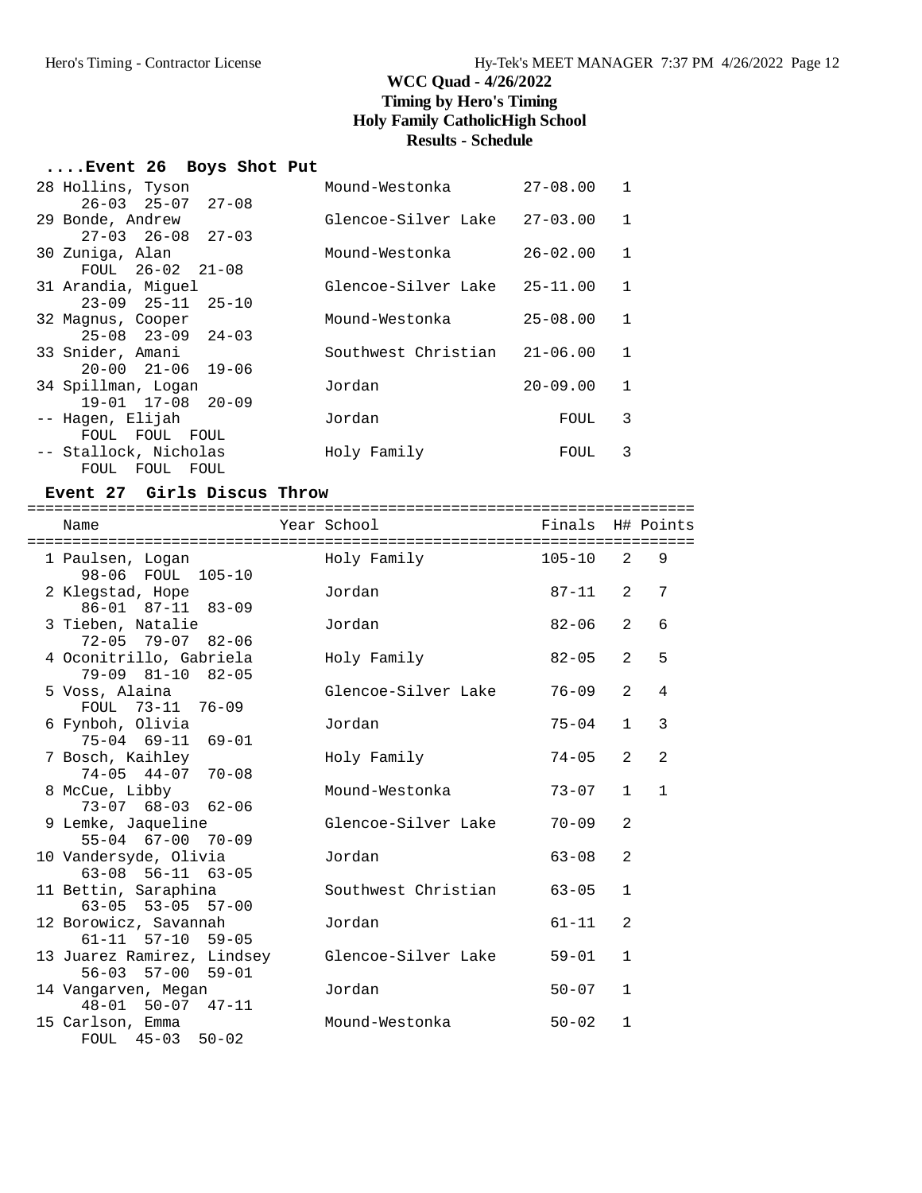# WCC Quad - 4/26/2022

## Timing by Hero's Timing

## Holy Family CatholicHigh School

## Results - Schedule

### ....Event 26 Boys Shot Put

| Place | Name | School | Finals | H# |
|---|---|---|---|---|
| 28 | Hollins, Tyson | Mound-Westonka | 27-08.00 | 1 |
| | 26-03 25-07 27-08 | | | |
| 29 | Bonde, Andrew | Glencoe-Silver Lake | 27-03.00 | 1 |
| | 27-03 26-08 27-03 | | | |
| 30 | Zuniga, Alan | Mound-Westonka | 26-02.00 | 1 |
| | FOUL 26-02 21-08 | | | |
| 31 | Arandia, Miguel | Glencoe-Silver Lake | 25-11.00 | 1 |
| | 23-09 25-11 25-10 | | | |
| 32 | Magnus, Cooper | Mound-Westonka | 25-08.00 | 1 |
| | 25-08 23-09 24-03 | | | |
| 33 | Snider, Amani | Southwest Christian | 21-06.00 | 1 |
| | 20-00 21-06 19-06 | | | |
| 34 | Spillman, Logan | Jordan | 20-09.00 | 1 |
| | 19-01 17-08 20-09 | | | |
| -- | Hagen, Elijah | Jordan | FOUL | 3 |
| | FOUL FOUL FOUL | | | |
| -- | Stallock, Nicholas | Holy Family | FOUL | 3 |
| | FOUL FOUL FOUL | | | |

### Event 27 Girls Discus Throw

| Place | Name | Year | School | Finals | H# | Points |
|---|---|---|---|---|---|---|
| 1 | Paulsen, Logan | | Holy Family | 105-10 | 2 | 9 |
| | 98-06 FOUL 105-10 | | | | | |
| 2 | Klegstad, Hope | | Jordan | 87-11 | 2 | 7 |
| | 86-01 87-11 83-09 | | | | | |
| 3 | Tieben, Natalie | | Jordan | 82-06 | 2 | 6 |
| | 72-05 79-07 82-06 | | | | | |
| 4 | Oconitrillo, Gabriela | | Holy Family | 82-05 | 2 | 5 |
| | 79-09 81-10 82-05 | | | | | |
| 5 | Voss, Alaina | | Glencoe-Silver Lake | 76-09 | 2 | 4 |
| | FOUL 73-11 76-09 | | | | | |
| 6 | Fynboh, Olivia | | Jordan | 75-04 | 1 | 3 |
| | 75-04 69-11 69-01 | | | | | |
| 7 | Bosch, Kaihley | | Holy Family | 74-05 | 2 | 2 |
| | 74-05 44-07 70-08 | | | | | |
| 8 | McCue, Libby | | Mound-Westonka | 73-07 | 1 | 1 |
| | 73-07 68-03 62-06 | | | | | |
| 9 | Lemke, Jaqueline | | Glencoe-Silver Lake | 70-09 | 2 | |
| | 55-04 67-00 70-09 | | | | | |
| 10 | Vandersyde, Olivia | | Jordan | 63-08 | 2 | |
| | 63-08 56-11 63-05 | | | | | |
| 11 | Bettin, Saraphina | | Southwest Christian | 63-05 | 1 | |
| | 63-05 53-05 57-00 | | | | | |
| 12 | Borowicz, Savannah | | Jordan | 61-11 | 2 | |
| | 61-11 57-10 59-05 | | | | | |
| 13 | Juarez Ramirez, Lindsey | | Glencoe-Silver Lake | 59-01 | 1 | |
| | 56-03 57-00 59-01 | | | | | |
| 14 | Vangarven, Megan | | Jordan | 50-07 | 1 | |
| | 48-01 50-07 47-11 | | | | | |
| 15 | Carlson, Emma | | Mound-Westonka | 50-02 | 1 | |
| | FOUL 45-03 50-02 | | | | | |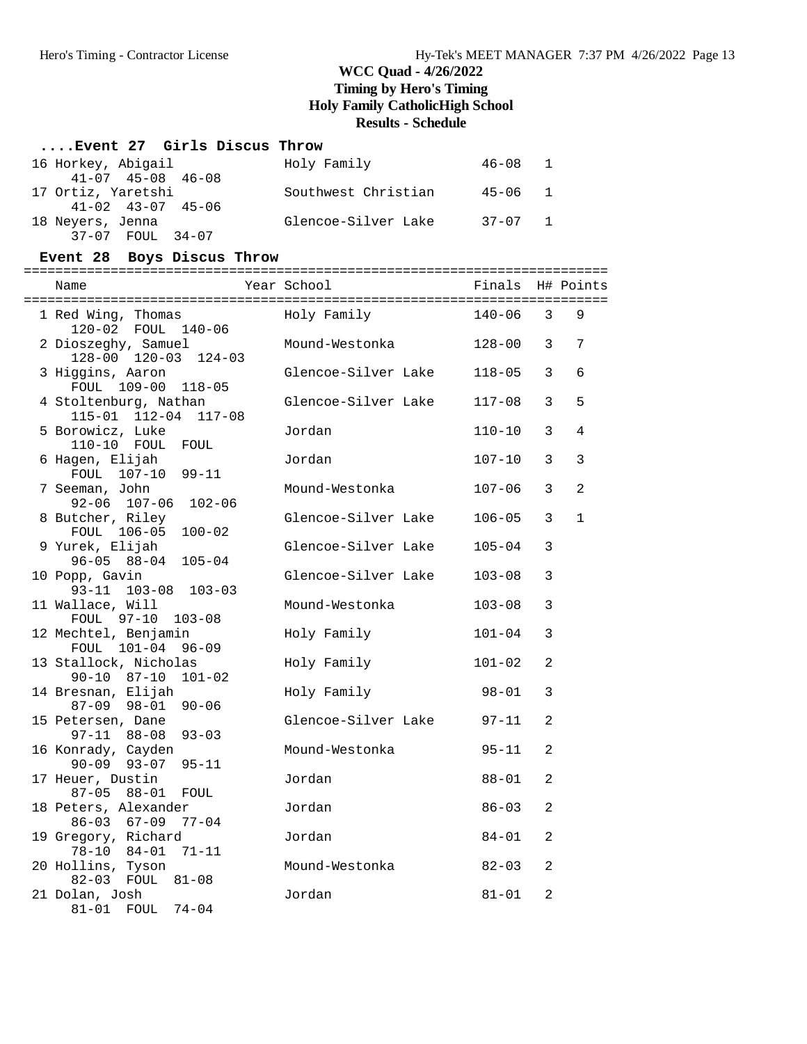# WCC Quad - 4/26/2022
## Timing by Hero's Timing
## Holy Family CatholicHigh School
## Results - Schedule

### ....Event 27 Girls Discus Throw

```
 16 Horkey, Abigail            Holy Family             46-08   1
      41-07  45-08  46-08
 17 Ortiz, Yaretshi            Southwest Christian     45-06   1
      41-02  43-07  45-06
 18 Neyers, Jenna              Glencoe-Silver Lake     37-07   1
      37-07  FOUL  34-07
```

### Event 28 Boys Discus Throw

```
=========================================================================
    Name                    Year School                  Finals  H# Points
=========================================================================
  1 Red Wing, Thomas           Holy Family            140-06   3   9
      120-02  FOUL  140-06
  2 Dioszeghy, Samuel          Mound-Westonka         128-00   3   7
      128-00  120-03  124-03
  3 Higgins, Aaron             Glencoe-Silver Lake    118-05   3   6
      FOUL  109-00  118-05
  4 Stoltenburg, Nathan        Glencoe-Silver Lake    117-08   3   5
      115-01  112-04  117-08
  5 Borowicz, Luke             Jordan                 110-10   3   4
      110-10  FOUL  FOUL
  6 Hagen, Elijah              Jordan                 107-10   3   3
      FOUL  107-10  99-11
  7 Seeman, John               Mound-Westonka         107-06   3   2
      92-06  107-06  102-06
  8 Butcher, Riley             Glencoe-Silver Lake    106-05   3   1
      FOUL  106-05  100-02
  9 Yurek, Elijah              Glencoe-Silver Lake    105-04   3
      96-05  88-04  105-04
 10 Popp, Gavin                Glencoe-Silver Lake    103-08   3
      93-11  103-08  103-03
 11 Wallace, Will              Mound-Westonka         103-08   3
      FOUL  97-10  103-08
 12 Mechtel, Benjamin          Holy Family            101-04   3
      FOUL  101-04  96-09
 13 Stallock, Nicholas         Holy Family            101-02   2
      90-10  87-10  101-02
 14 Bresnan, Elijah            Holy Family             98-01   3
      87-09  98-01  90-06
 15 Petersen, Dane             Glencoe-Silver Lake     97-11   2
      97-11  88-08  93-03
 16 Konrady, Cayden            Mound-Westonka          95-11   2
      90-09  93-07  95-11
 17 Heuer, Dustin              Jordan                  88-01   2
      87-05  88-01  FOUL
 18 Peters, Alexander          Jordan                  86-03   2
      86-03  67-09  77-04
 19 Gregory, Richard           Jordan                  84-01   2
      78-10  84-01  71-11
 20 Hollins, Tyson             Mound-Westonka          82-03   2
      82-03  FOUL  81-08
 21 Dolan, Josh                Jordan                  81-01   2
      81-01  FOUL  74-04
```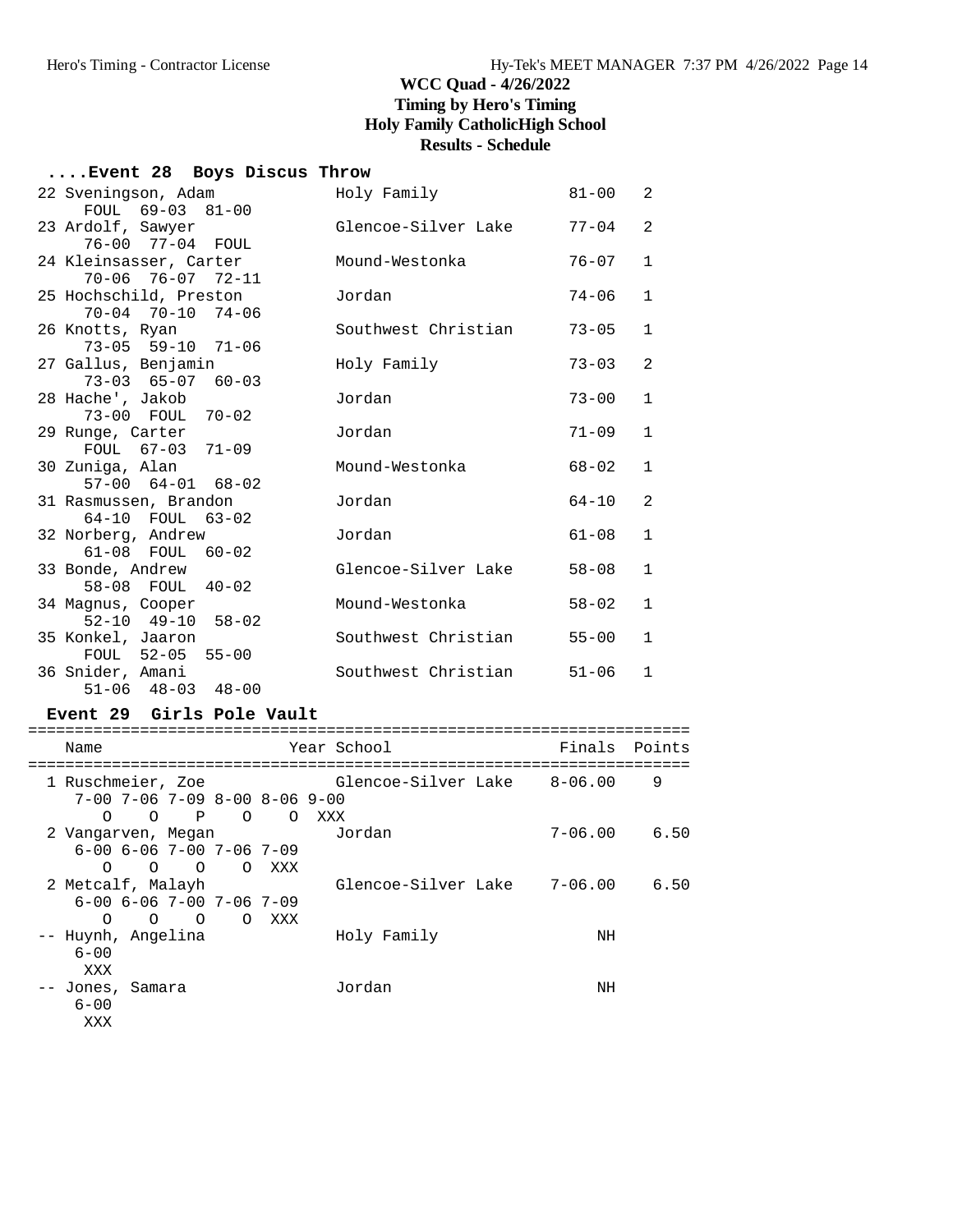# WCC Quad - 4/26/2022

**Timing by Hero's Timing**
**Holy Family CatholicHigh School**
**Results - Schedule**

### ....Event 28 Boys Discus Throw

```
 22 Sveningson, Adam            Holy Family              81-00   2
      FOUL  69-03  81-00
 23 Ardolf, Sawyer              Glencoe-Silver Lake      77-04   2
      76-00  77-04  FOUL
 24 Kleinsasser, Carter         Mound-Westonka           76-07   1
      70-06  76-07  72-11
 25 Hochschild, Preston         Jordan                   74-06   1
      70-04  70-10  74-06
 26 Knotts, Ryan                Southwest Christian      73-05   1
      73-05  59-10  71-06
 27 Gallus, Benjamin            Holy Family              73-03   2
      73-03  65-07  60-03
 28 Hache', Jakob               Jordan                   73-00   1
      73-00  FOUL  70-02
 29 Runge, Carter               Jordan                   71-09   1
      FOUL  67-03  71-09
 30 Zuniga, Alan                Mound-Westonka           68-02   1
      57-00  64-01  68-02
 31 Rasmussen, Brandon          Jordan                   64-10   2
      64-10  FOUL  63-02
 32 Norberg, Andrew             Jordan                   61-08   1
      61-08  FOUL  60-02
 33 Bonde, Andrew               Glencoe-Silver Lake      58-08   1
      58-08  FOUL  40-02
 34 Magnus, Cooper              Mound-Westonka           58-02   1
      52-10  49-10  58-02
 35 Konkel, Jaaron              Southwest Christian      55-00   1
      FOUL  52-05  55-00
 36 Snider, Amani               Southwest Christian      51-06   1
      51-06  48-03  48-00
```

### Event 29 Girls Pole Vault

```
=======================================================================
   Name                    Year School                  Finals  Points
=======================================================================
  1 Ruschmeier, Zoe             Glencoe-Silver Lake    8-06.00    9
     7-00 7-06 7-09 8-00 8-06 9-00
        O    O    P    O    O  XXX
  2 Vangarven, Megan            Jordan                 7-06.00    6.50
     6-00 6-06 7-00 7-06 7-09
        O    O    O    O  XXX
  2 Metcalf, Malayh             Glencoe-Silver Lake    7-06.00    6.50
     6-00 6-06 7-00 7-06 7-09
        O    O    O    O  XXX
 -- Huynh, Angelina             Holy Family                 NH
     6-00
      XXX
 -- Jones, Samara               Jordan                      NH
     6-00
      XXX
```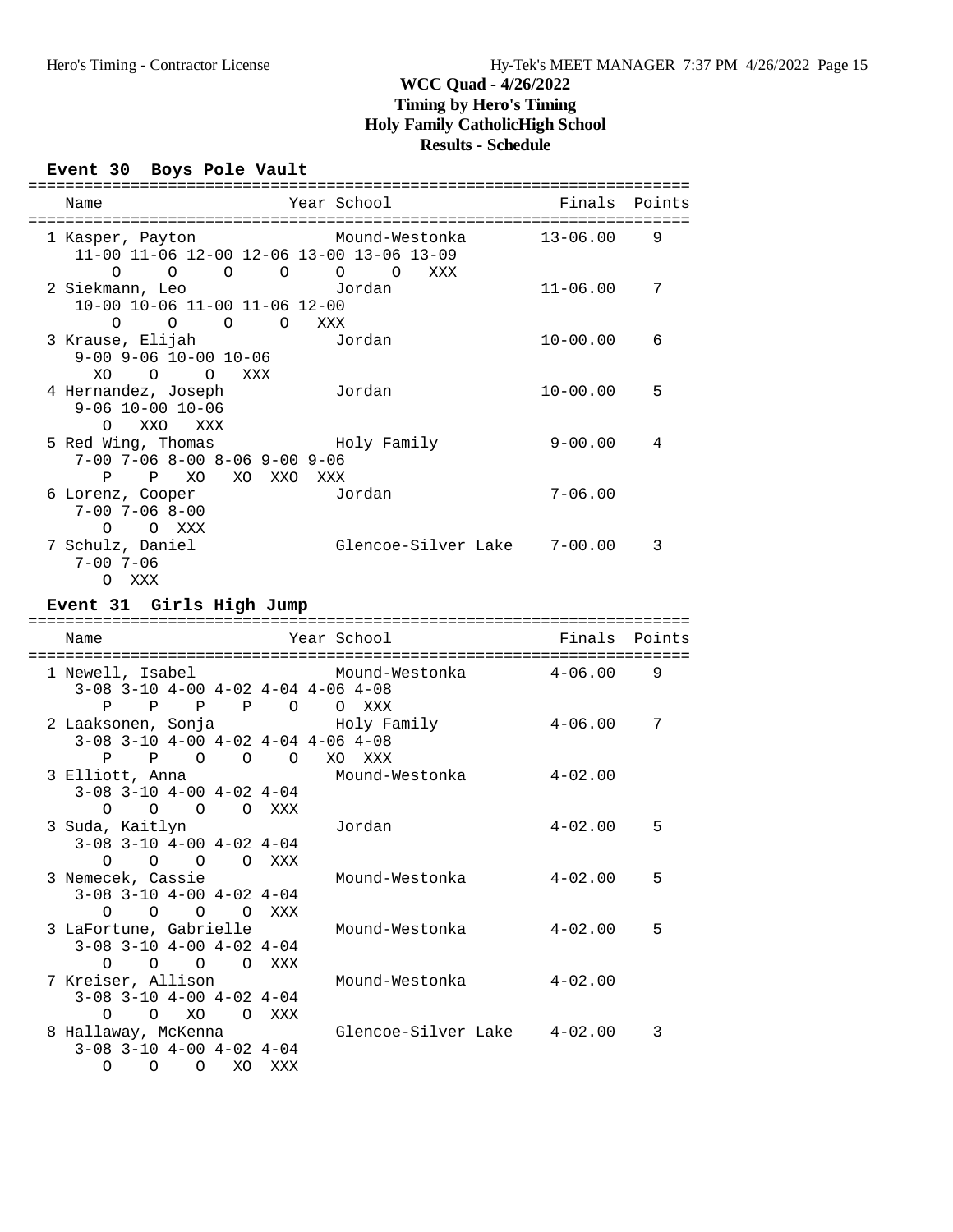# WCC Quad - 4/26/2022
## Timing by Hero's Timing
## Holy Family CatholicHigh School
## Results - Schedule

### Event 30 Boys Pole Vault

```
=======================================================================
    Name                    Year School                  Finals  Points
=======================================================================
  1 Kasper, Payton               Mound-Westonka        13-06.00    9
     11-00 11-06 12-00 12-06 13-00 13-06 13-09
         O     O     O     O     O     O   XXX
  2 Siekmann, Leo                Jordan                11-06.00    7
     10-00 10-06 11-00 11-06 12-00
         O     O     O     O   XXX
  3 Krause, Elijah               Jordan                10-00.00    6
     9-00 9-06 10-00 10-06
       XO    O     O   XXX
  4 Hernandez, Joseph            Jordan                10-00.00    5
     9-06 10-00 10-06
        O   XXO   XXX
  5 Red Wing, Thomas             Holy Family            9-00.00    4
     7-00 7-06 8-00 8-06 9-00 9-06
        P    P   XO   XO  XXO  XXX
  6 Lorenz, Cooper               Jordan                 7-06.00
     7-00 7-06 8-00
        O    O  XXX
  7 Schulz, Daniel               Glencoe-Silver Lake    7-00.00    3
     7-00 7-06
        O  XXX
```

### Event 31 Girls High Jump

```
=======================================================================
    Name                    Year School                  Finals  Points
=======================================================================
  1 Newell, Isabel               Mound-Westonka         4-06.00    9
     3-08 3-10 4-00 4-02 4-04 4-06 4-08
        P    P    P    P    O    O  XXX
  2 Laaksonen, Sonja             Holy Family            4-06.00    7
     3-08 3-10 4-00 4-02 4-04 4-06 4-08
        P    P    O    O    O   XO  XXX
  3 Elliott, Anna                Mound-Westonka         4-02.00
     3-08 3-10 4-00 4-02 4-04
        O    O    O    O  XXX
  3 Suda, Kaitlyn                Jordan                 4-02.00    5
     3-08 3-10 4-00 4-02 4-04
        O    O    O    O  XXX
  3 Nemecek, Cassie              Mound-Westonka         4-02.00    5
     3-08 3-10 4-00 4-02 4-04
        O    O    O    O  XXX
  3 LaFortune, Gabrielle         Mound-Westonka         4-02.00    5
     3-08 3-10 4-00 4-02 4-04
        O    O    O    O  XXX
  7 Kreiser, Allison             Mound-Westonka         4-02.00
     3-08 3-10 4-00 4-02 4-04
        O    O   XO    O  XXX
  8 Hallaway, McKenna            Glencoe-Silver Lake    4-02.00    3
     3-08 3-10 4-00 4-02 4-04
        O    O    O   XO  XXX
```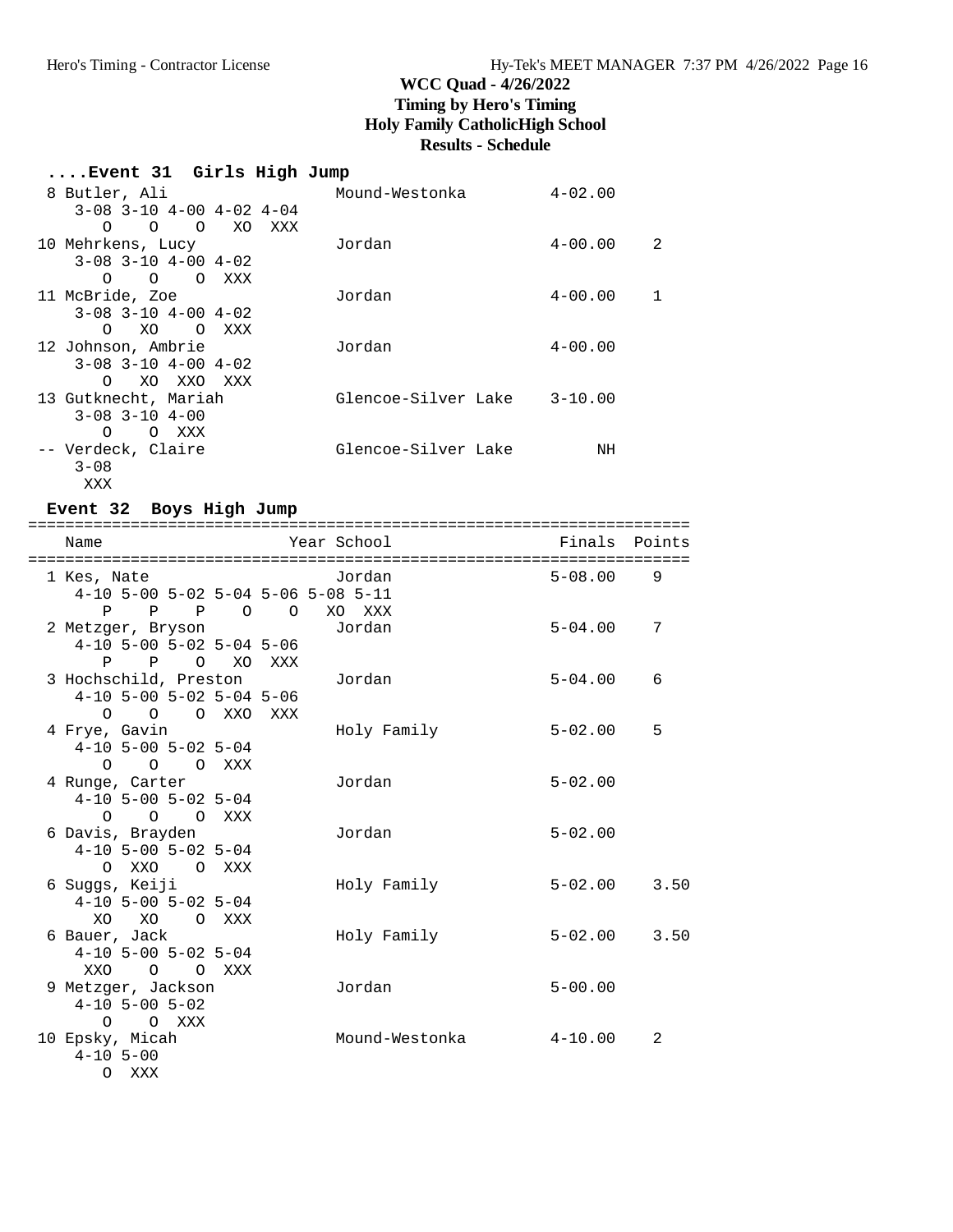# WCC Quad - 4/26/2022
## Timing by Hero's Timing
## Holy Family CatholicHigh School
## Results - Schedule

### ....Event 31 Girls High Jump

```
  8 Butler, Ali                  Mound-Westonka          4-02.00
     3-08 3-10 4-00 4-02 4-04
        O    O    O   XO  XXX
 10 Mehrkens, Lucy               Jordan                  4-00.00    2
     3-08 3-10 4-00 4-02
        O    O    O  XXX
 11 McBride, Zoe                 Jordan                  4-00.00    1
     3-08 3-10 4-00 4-02
        O   XO    O  XXX
 12 Johnson, Ambrie              Jordan                  4-00.00
     3-08 3-10 4-00 4-02
        O   XO  XXO  XXX
 13 Gutknecht, Mariah            Glencoe-Silver Lake     3-10.00
     3-08 3-10 4-00
        O    O  XXX
 -- Verdeck, Claire              Glencoe-Silver Lake          NH
     3-08
      XXX
```

### Event 32 Boys High Jump

```
=======================================================================
    Name                    Year School                 Finals  Points
=======================================================================
  1 Kes, Nate                    Jordan                  5-08.00    9
     4-10 5-00 5-02 5-04 5-06 5-08 5-11
        P    P    P    O    O   XO  XXX
  2 Metzger, Bryson              Jordan                  5-04.00    7
     4-10 5-00 5-02 5-04 5-06
        P    P    O   XO  XXX
  3 Hochschild, Preston          Jordan                  5-04.00    6
     4-10 5-00 5-02 5-04 5-06
        O    O    O  XXO  XXX
  4 Frye, Gavin                  Holy Family             5-02.00    5
     4-10 5-00 5-02 5-04
        O    O    O  XXX
  4 Runge, Carter                Jordan                  5-02.00
     4-10 5-00 5-02 5-04
        O    O    O  XXX
  6 Davis, Brayden               Jordan                  5-02.00
     4-10 5-00 5-02 5-04
        O  XXO    O  XXX
  6 Suggs, Keiji                 Holy Family             5-02.00    3.50
     4-10 5-00 5-02 5-04
       XO   XO    O  XXX
  6 Bauer, Jack                  Holy Family             5-02.00    3.50
     4-10 5-00 5-02 5-04
      XXO    O    O  XXX
  9 Metzger, Jackson             Jordan                  5-00.00
     4-10 5-00 5-02
        O    O  XXX
 10 Epsky, Micah                 Mound-Westonka          4-10.00    2
     4-10 5-00
        O  XXX
```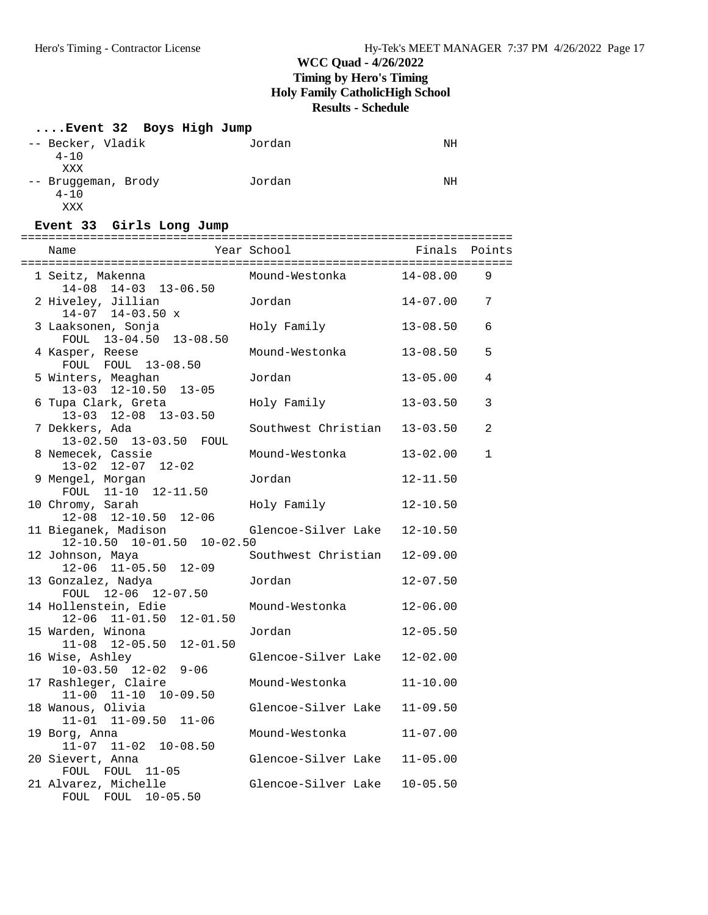# WCC Quad - 4/26/2022
## Timing by Hero's Timing
## Holy Family CatholicHigh School
## Results - Schedule

### ....Event 32 Boys High Jump

```
-- Becker, Vladik              Jordan                     NH
     4-10
     XXX
-- Bruggeman, Brody            Jordan                     NH
     4-10
     XXX
```

### Event 33 Girls Long Jump

| Place | Name | Year | School | Finals | Points |
|---|---|---|---|---|---|
| 1 | Seitz, Makenna | | Mound-Westonka | 14-08.00 | 9 |
| | 14-08 14-03 13-06.50 | | | | |
| 2 | Hiveley, Jillian | | Jordan | 14-07.00 | 7 |
| | 14-07 14-03.50 x | | | | |
| 3 | Laaksonen, Sonja | | Holy Family | 13-08.50 | 6 |
| | FOUL 13-04.50 13-08.50 | | | | |
| 4 | Kasper, Reese | | Mound-Westonka | 13-08.50 | 5 |
| | FOUL FOUL 13-08.50 | | | | |
| 5 | Winters, Meaghan | | Jordan | 13-05.00 | 4 |
| | 13-03 12-10.50 13-05 | | | | |
| 6 | Tupa Clark, Greta | | Holy Family | 13-03.50 | 3 |
| | 13-03 12-08 13-03.50 | | | | |
| 7 | Dekkers, Ada | | Southwest Christian | 13-03.50 | 2 |
| | 13-02.50 13-03.50 FOUL | | | | |
| 8 | Nemecek, Cassie | | Mound-Westonka | 13-02.00 | 1 |
| | 13-02 12-07 12-02 | | | | |
| 9 | Mengel, Morgan | | Jordan | 12-11.50 | |
| | FOUL 11-10 12-11.50 | | | | |
| 10 | Chromy, Sarah | | Holy Family | 12-10.50 | |
| | 12-08 12-10.50 12-06 | | | | |
| 11 | Bieganek, Madison | | Glencoe-Silver Lake | 12-10.50 | |
| | 12-10.50 10-01.50 10-02.50 | | | | |
| 12 | Johnson, Maya | | Southwest Christian | 12-09.00 | |
| | 12-06 11-05.50 12-09 | | | | |
| 13 | Gonzalez, Nadya | | Jordan | 12-07.50 | |
| | FOUL 12-06 12-07.50 | | | | |
| 14 | Hollenstein, Edie | | Mound-Westonka | 12-06.00 | |
| | 12-06 11-01.50 12-01.50 | | | | |
| 15 | Warden, Winona | | Jordan | 12-05.50 | |
| | 11-08 12-05.50 12-01.50 | | | | |
| 16 | Wise, Ashley | | Glencoe-Silver Lake | 12-02.00 | |
| | 10-03.50 12-02 9-06 | | | | |
| 17 | Rashleger, Claire | | Mound-Westonka | 11-10.00 | |
| | 11-00 11-10 10-09.50 | | | | |
| 18 | Wanous, Olivia | | Glencoe-Silver Lake | 11-09.50 | |
| | 11-01 11-09.50 11-06 | | | | |
| 19 | Borg, Anna | | Mound-Westonka | 11-07.00 | |
| | 11-07 11-02 10-08.50 | | | | |
| 20 | Sievert, Anna | | Glencoe-Silver Lake | 11-05.00 | |
| | FOUL FOUL 11-05 | | | | |
| 21 | Alvarez, Michelle | | Glencoe-Silver Lake | 10-05.50 | |
| | FOUL FOUL 10-05.50 | | | | |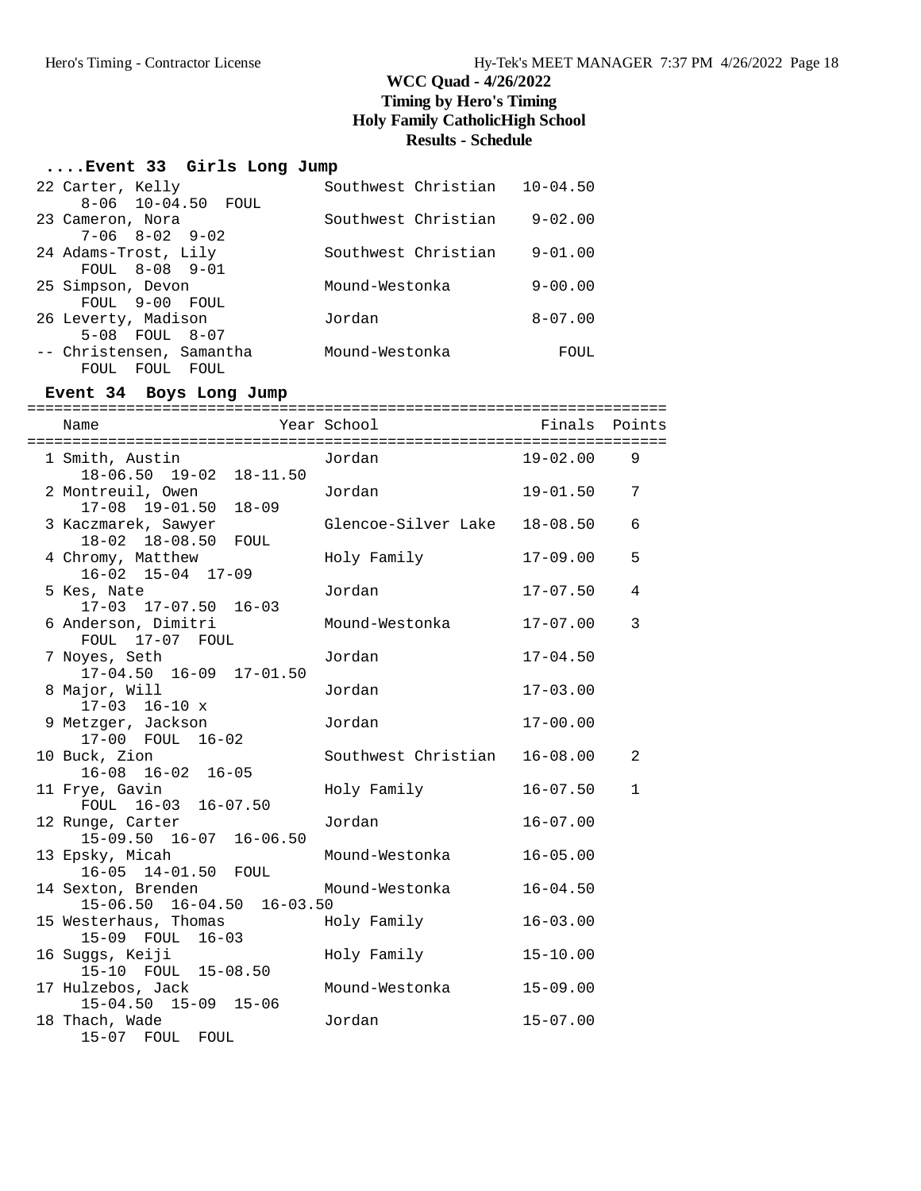# WCC Quad - 4/26/2022
## Timing by Hero's Timing
## Holy Family CatholicHigh School
## Results - Schedule

### ....Event 33 Girls Long Jump

| Place | Name | School | Finals |
|---|---|---|---|
| 22 | Carter, Kelly | Southwest Christian | 10-04.50 |
| | 8-06 10-04.50 FOUL | | |
| 23 | Cameron, Nora | Southwest Christian | 9-02.00 |
| | 7-06 8-02 9-02 | | |
| 24 | Adams-Trost, Lily | Southwest Christian | 9-01.00 |
| | FOUL 8-08 9-01 | | |
| 25 | Simpson, Devon | Mound-Westonka | 9-00.00 |
| | FOUL 9-00 FOUL | | |
| 26 | Leverty, Madison | Jordan | 8-07.00 |
| | 5-08 FOUL 8-07 | | |
| -- | Christensen, Samantha | Mound-Westonka | FOUL |
| | FOUL FOUL FOUL | | |

### Event 34 Boys Long Jump

| Place | Name | Year | School | Finals | Points |
|---|---|---|---|---|---|
| 1 | Smith, Austin | | Jordan | 19-02.00 | 9 |
| | 18-06.50 19-02 18-11.50 | | | | |
| 2 | Montreuil, Owen | | Jordan | 19-01.50 | 7 |
| | 17-08 19-01.50 18-09 | | | | |
| 3 | Kaczmarek, Sawyer | | Glencoe-Silver Lake | 18-08.50 | 6 |
| | 18-02 18-08.50 FOUL | | | | |
| 4 | Chromy, Matthew | | Holy Family | 17-09.00 | 5 |
| | 16-02 15-04 17-09 | | | | |
| 5 | Kes, Nate | | Jordan | 17-07.50 | 4 |
| | 17-03 17-07.50 16-03 | | | | |
| 6 | Anderson, Dimitri | | Mound-Westonka | 17-07.00 | 3 |
| | FOUL 17-07 FOUL | | | | |
| 7 | Noyes, Seth | | Jordan | 17-04.50 | |
| | 17-04.50 16-09 17-01.50 | | | | |
| 8 | Major, Will | | Jordan | 17-03.00 | |
| | 17-03 16-10 x | | | | |
| 9 | Metzger, Jackson | | Jordan | 17-00.00 | |
| | 17-00 FOUL 16-02 | | | | |
| 10 | Buck, Zion | | Southwest Christian | 16-08.00 | 2 |
| | 16-08 16-02 16-05 | | | | |
| 11 | Frye, Gavin | | Holy Family | 16-07.50 | 1 |
| | FOUL 16-03 16-07.50 | | | | |
| 12 | Runge, Carter | | Jordan | 16-07.00 | |
| | 15-09.50 16-07 16-06.50 | | | | |
| 13 | Epsky, Micah | | Mound-Westonka | 16-05.00 | |
| | 16-05 14-01.50 FOUL | | | | |
| 14 | Sexton, Brenden | | Mound-Westonka | 16-04.50 | |
| | 15-06.50 16-04.50 16-03.50 | | | | |
| 15 | Westerhaus, Thomas | | Holy Family | 16-03.00 | |
| | 15-09 FOUL 16-03 | | | | |
| 16 | Suggs, Keiji | | Holy Family | 15-10.00 | |
| | 15-10 FOUL 15-08.50 | | | | |
| 17 | Hulzebos, Jack | | Mound-Westonka | 15-09.00 | |
| | 15-04.50 15-09 15-06 | | | | |
| 18 | Thach, Wade | | Jordan | 15-07.00 | |
| | 15-07 FOUL FOUL | | | | |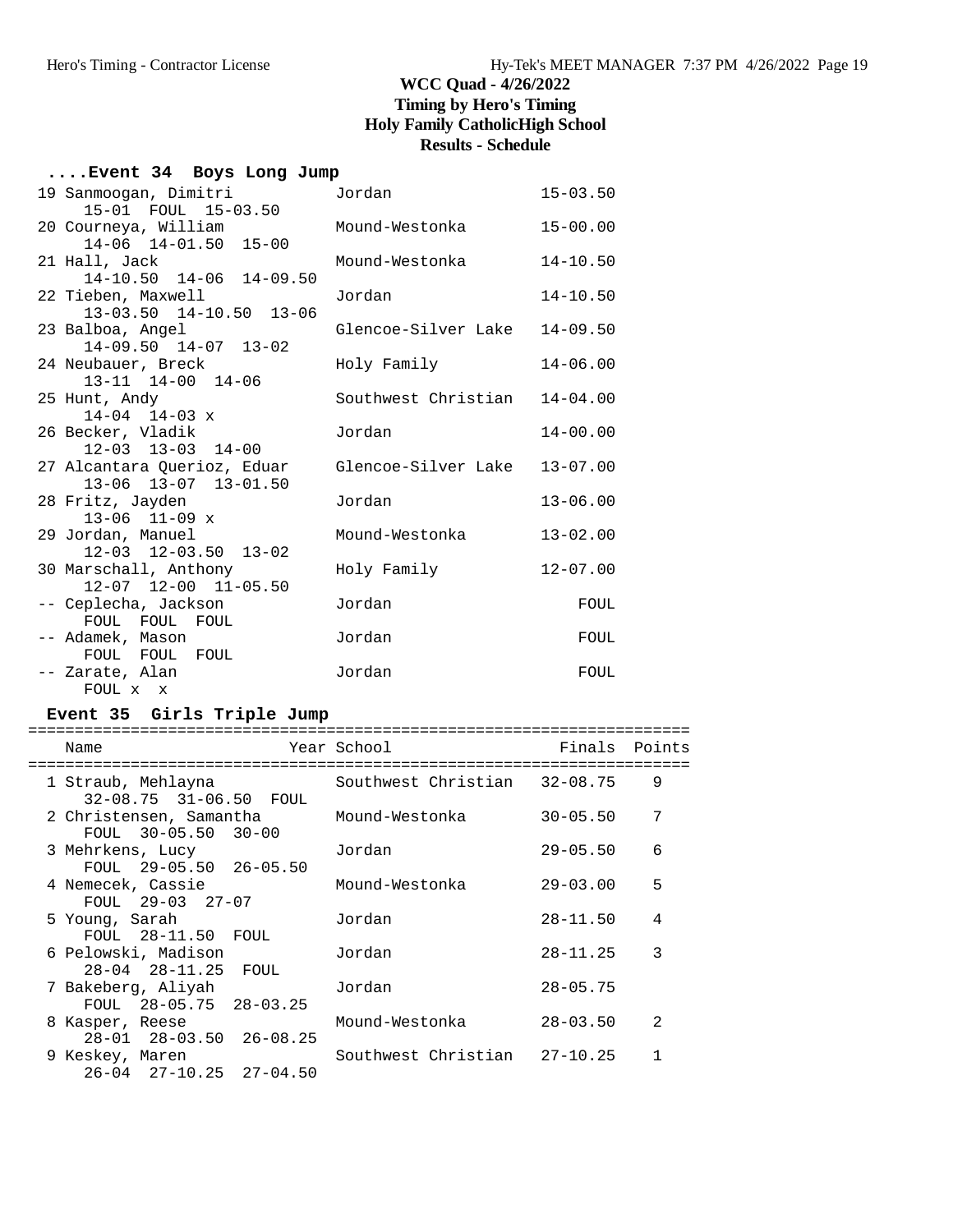# WCC Quad - 4/26/2022
**Timing by Hero's Timing**
**Holy Family CatholicHigh School**
**Results - Schedule**

## ....Event 34 Boys Long Jump

| Place | Name | School | Finals |
|---|---|---|---|
| 19 | Sanmoogan, Dimitri | Jordan | 15-03.50 |
| | 15-01 FOUL 15-03.50 | | |
| 20 | Courneya, William | Mound-Westonka | 15-00.00 |
| | 14-06 14-01.50 15-00 | | |
| 21 | Hall, Jack | Mound-Westonka | 14-10.50 |
| | 14-10.50 14-06 14-09.50 | | |
| 22 | Tieben, Maxwell | Jordan | 14-10.50 |
| | 13-03.50 14-10.50 13-06 | | |
| 23 | Balboa, Angel | Glencoe-Silver Lake | 14-09.50 |
| | 14-09.50 14-07 13-02 | | |
| 24 | Neubauer, Breck | Holy Family | 14-06.00 |
| | 13-11 14-00 14-06 | | |
| 25 | Hunt, Andy | Southwest Christian | 14-04.00 |
| | 14-04 14-03 x | | |
| 26 | Becker, Vladik | Jordan | 14-00.00 |
| | 12-03 13-03 14-00 | | |
| 27 | Alcantara Querioz, Eduar | Glencoe-Silver Lake | 13-07.00 |
| | 13-06 13-07 13-01.50 | | |
| 28 | Fritz, Jayden | Jordan | 13-06.00 |
| | 13-06 11-09 x | | |
| 29 | Jordan, Manuel | Mound-Westonka | 13-02.00 |
| | 12-03 12-03.50 13-02 | | |
| 30 | Marschall, Anthony | Holy Family | 12-07.00 |
| | 12-07 12-00 11-05.50 | | |
| -- | Ceplecha, Jackson | Jordan | FOUL |
| | FOUL FOUL FOUL | | |
| -- | Adamek, Mason | Jordan | FOUL |
| | FOUL FOUL FOUL | | |
| -- | Zarate, Alan | Jordan | FOUL |
| | FOUL x x | | |

## Event 35 Girls Triple Jump

| Place | Name | Year | School | Finals | Points |
|---|---|---|---|---|---|
| 1 | Straub, Mehlayna | | Southwest Christian | 32-08.75 | 9 |
| | 32-08.75 31-06.50 FOUL | | | | |
| 2 | Christensen, Samantha | | Mound-Westonka | 30-05.50 | 7 |
| | FOUL 30-05.50 30-00 | | | | |
| 3 | Mehrkens, Lucy | | Jordan | 29-05.50 | 6 |
| | FOUL 29-05.50 26-05.50 | | | | |
| 4 | Nemecek, Cassie | | Mound-Westonka | 29-03.00 | 5 |
| | FOUL 29-03 27-07 | | | | |
| 5 | Young, Sarah | | Jordan | 28-11.50 | 4 |
| | FOUL 28-11.50 FOUL | | | | |
| 6 | Pelowski, Madison | | Jordan | 28-11.25 | 3 |
| | 28-04 28-11.25 FOUL | | | | |
| 7 | Bakeberg, Aliyah | | Jordan | 28-05.75 | |
| | FOUL 28-05.75 28-03.25 | | | | |
| 8 | Kasper, Reese | | Mound-Westonka | 28-03.50 | 2 |
| | 28-01 28-03.50 26-08.25 | | | | |
| 9 | Keskey, Maren | | Southwest Christian | 27-10.25 | 1 |
| | 26-04 27-10.25 27-04.50 | | | | |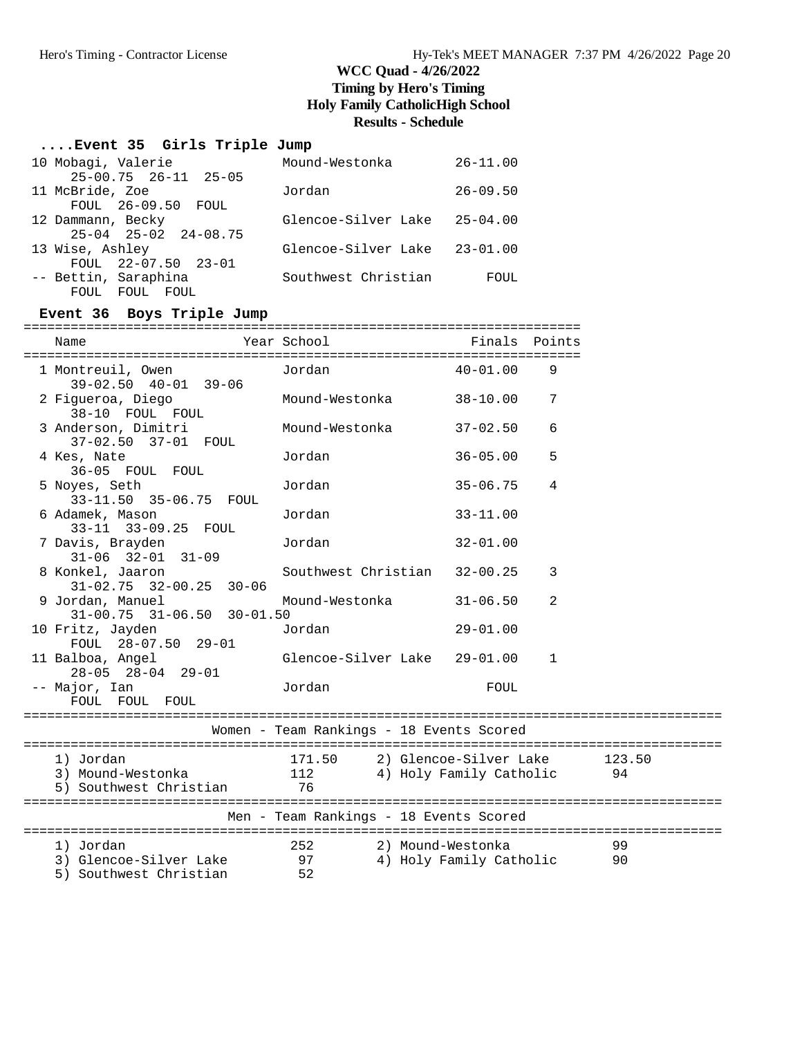# WCC Quad - 4/26/2022

**Timing by Hero's Timing**

**Holy Family CatholicHigh School**

**Results - Schedule**

### ....Event 35 Girls Triple Jump

| | | | |
|---|---|---|---|
| 10 Mobagi, Valerie | Mound-Westonka | 26-11.00 | |
| 25-00.75 26-11 25-05 | | | |
| 11 McBride, Zoe | Jordan | 26-09.50 | |
| FOUL 26-09.50 FOUL | | | |
| 12 Dammann, Becky | Glencoe-Silver Lake | 25-04.00 | |
| 25-04 25-02 24-08.75 | | | |
| 13 Wise, Ashley | Glencoe-Silver Lake | 23-01.00 | |
| FOUL 22-07.50 23-01 | | | |
| -- Bettin, Saraphina | Southwest Christian | FOUL | |
| FOUL FOUL FOUL | | | |

### Event 36 Boys Triple Jump

| Name | Year School | Finals | Points |
|---|---|---|---|
| 1 Montreuil, Owen | Jordan | 40-01.00 | 9 |
| 39-02.50 40-01 39-06 | | | |
| 2 Figueroa, Diego | Mound-Westonka | 38-10.00 | 7 |
| 38-10 FOUL FOUL | | | |
| 3 Anderson, Dimitri | Mound-Westonka | 37-02.50 | 6 |
| 37-02.50 37-01 FOUL | | | |
| 4 Kes, Nate | Jordan | 36-05.00 | 5 |
| 36-05 FOUL FOUL | | | |
| 5 Noyes, Seth | Jordan | 35-06.75 | 4 |
| 33-11.50 35-06.75 FOUL | | | |
| 6 Adamek, Mason | Jordan | 33-11.00 | |
| 33-11 33-09.25 FOUL | | | |
| 7 Davis, Brayden | Jordan | 32-01.00 | |
| 31-06 32-01 31-09 | | | |
| 8 Konkel, Jaaron | Southwest Christian | 32-00.25 | 3 |
| 31-02.75 32-00.25 30-06 | | | |
| 9 Jordan, Manuel | Mound-Westonka | 31-06.50 | 2 |
| 31-00.75 31-06.50 30-01.50 | | | |
| 10 Fritz, Jayden | Jordan | 29-01.00 | |
| FOUL 28-07.50 29-01 | | | |
| 11 Balboa, Angel | Glencoe-Silver Lake | 29-01.00 | 1 |
| 28-05 28-04 29-01 | | | |
| -- Major, Ian | Jordan | FOUL | |
| FOUL FOUL FOUL | | | |

### Women - Team Rankings - 18 Events Scored

| | | | |
|---|---|---|---|
| 1) Jordan | 171.50 | 2) Glencoe-Silver Lake | 123.50 |
| 3) Mound-Westonka | 112 | 4) Holy Family Catholic | 94 |
| 5) Southwest Christian | 76 | | |

### Men - Team Rankings - 18 Events Scored

| | | | |
|---|---|---|---|
| 1) Jordan | 252 | 2) Mound-Westonka | 99 |
| 3) Glencoe-Silver Lake | 97 | 4) Holy Family Catholic | 90 |
| 5) Southwest Christian | 52 | | |